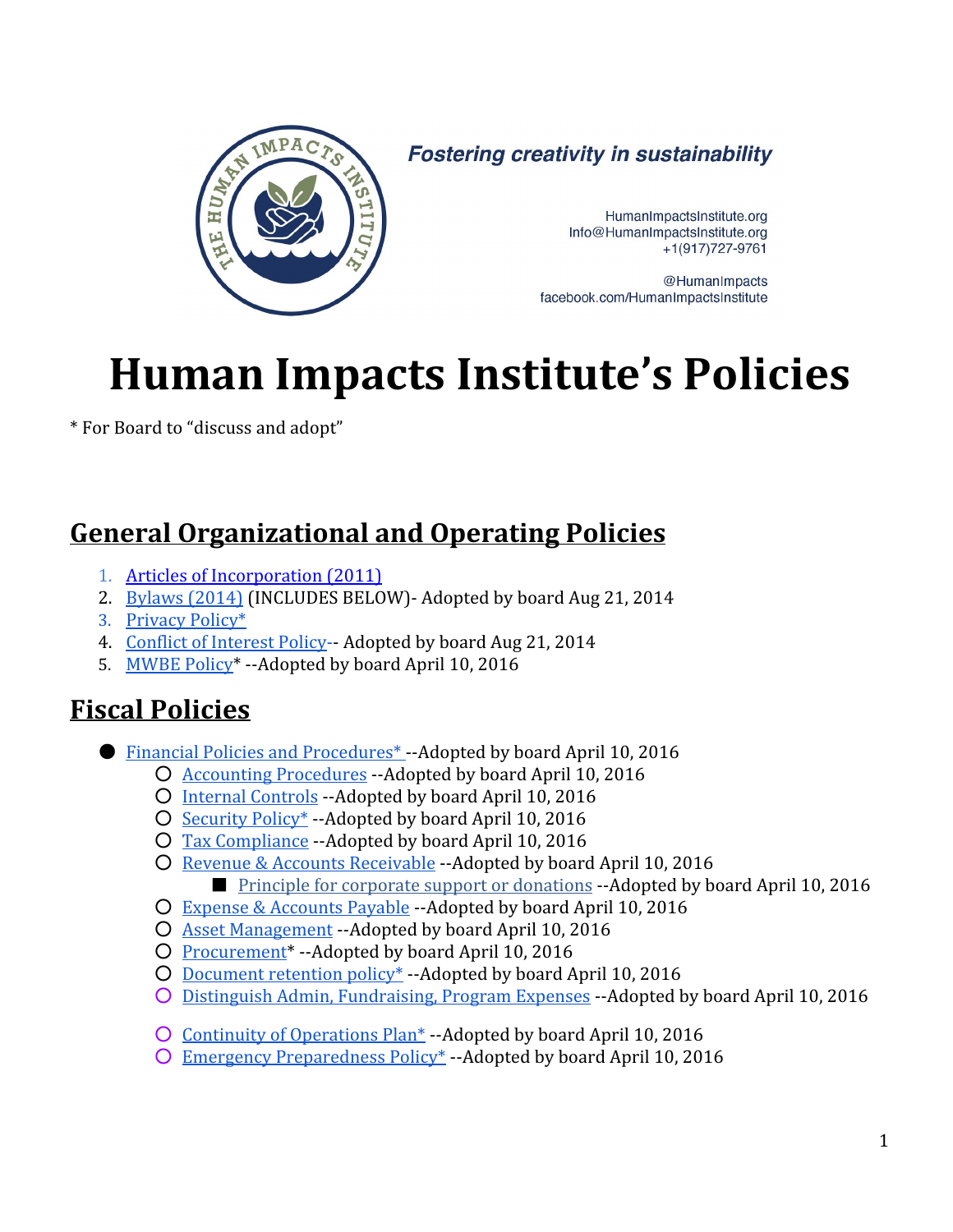Fostering creativity in sustainability

HumanImpactsInstitute.org
Info@HumanImpactsInstitute.org
+1(917)727-9761

@HumanImpacts
facebook.com/HumanImpactsInstitute

# Human Impacts Institute's Policies

* For Board to "discuss and adopt"

## General Organizational and Operating Policies

1. Articles of Incorporation (2011)
2. Bylaws (2014) (INCLUDES BELOW)- Adopted by board Aug 21, 2014
3. Privacy Policy*
4. Conflict of Interest Policy-- Adopted by board Aug 21, 2014
5. MWBE Policy* --Adopted by board April 10, 2016

## Fiscal Policies

- Financial Policies and Procedures* --Adopted by board April 10, 2016
  - Accounting Procedures --Adopted by board April 10, 2016
  - Internal Controls --Adopted by board April 10, 2016
  - Security Policy* --Adopted by board April 10, 2016
  - Tax Compliance --Adopted by board April 10, 2016
  - Revenue & Accounts Receivable --Adopted by board April 10, 2016
    - Principle for corporate support or donations --Adopted by board April 10, 2016
  - Expense & Accounts Payable --Adopted by board April 10, 2016
  - Asset Management --Adopted by board April 10, 2016
  - Procurement* --Adopted by board April 10, 2016
  - Document retention policy* --Adopted by board April 10, 2016
  - Distinguish Admin, Fundraising, Program Expenses --Adopted by board April 10, 2016
  - Continuity of Operations Plan* --Adopted by board April 10, 2016
  - Emergency Preparedness Policy* --Adopted by board April 10, 2016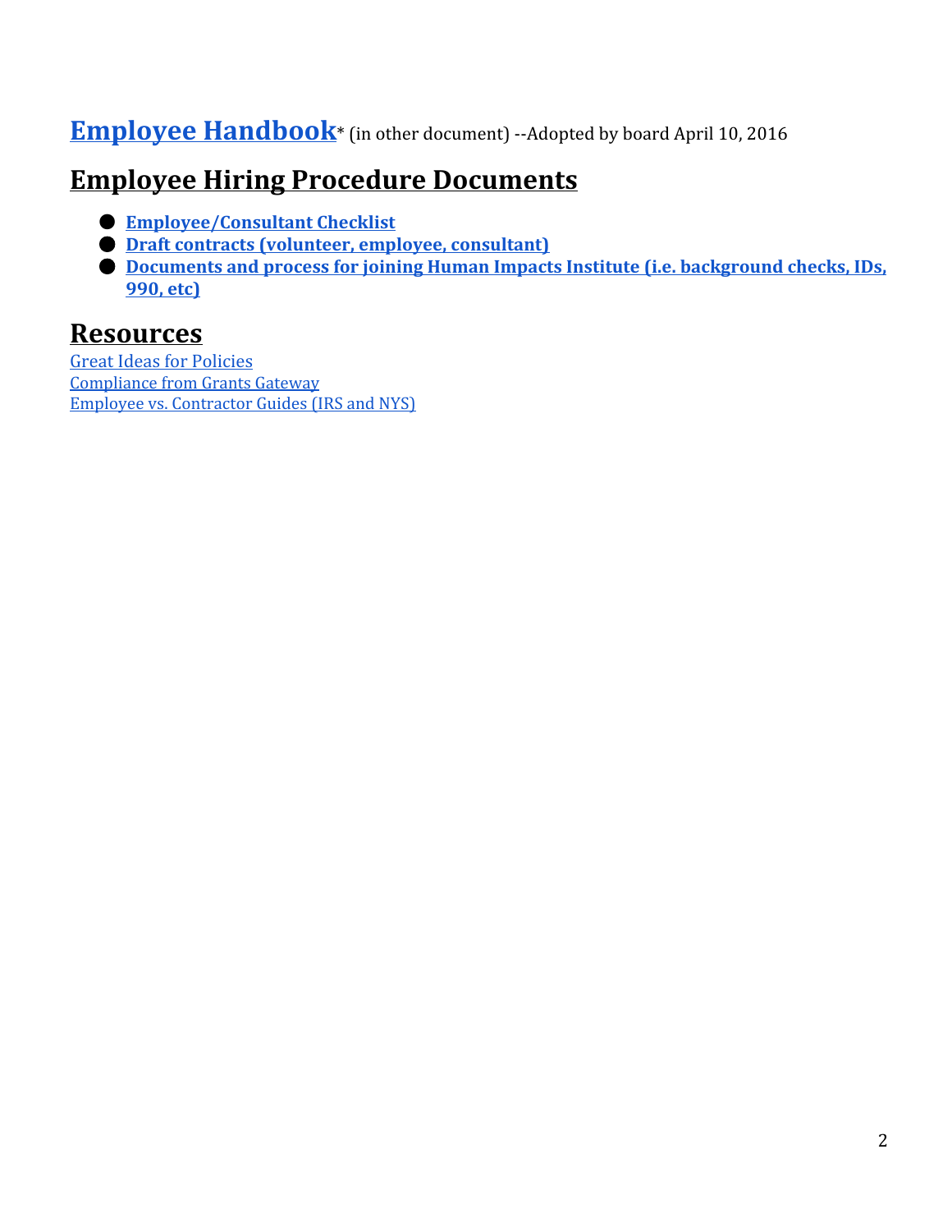## Employee Handbook* (in other document) --Adopted by board April 10, 2016

## Employee Hiring Procedure Documents

- **Employee/Consultant Checklist**
- **Draft contracts (volunteer, employee, consultant)**
- **Documents and process for joining Human Impacts Institute (i.e. background checks, IDs, 990, etc)**

## Resources

Great Ideas for Policies
Compliance from Grants Gateway
Employee vs. Contractor Guides (IRS and NYS)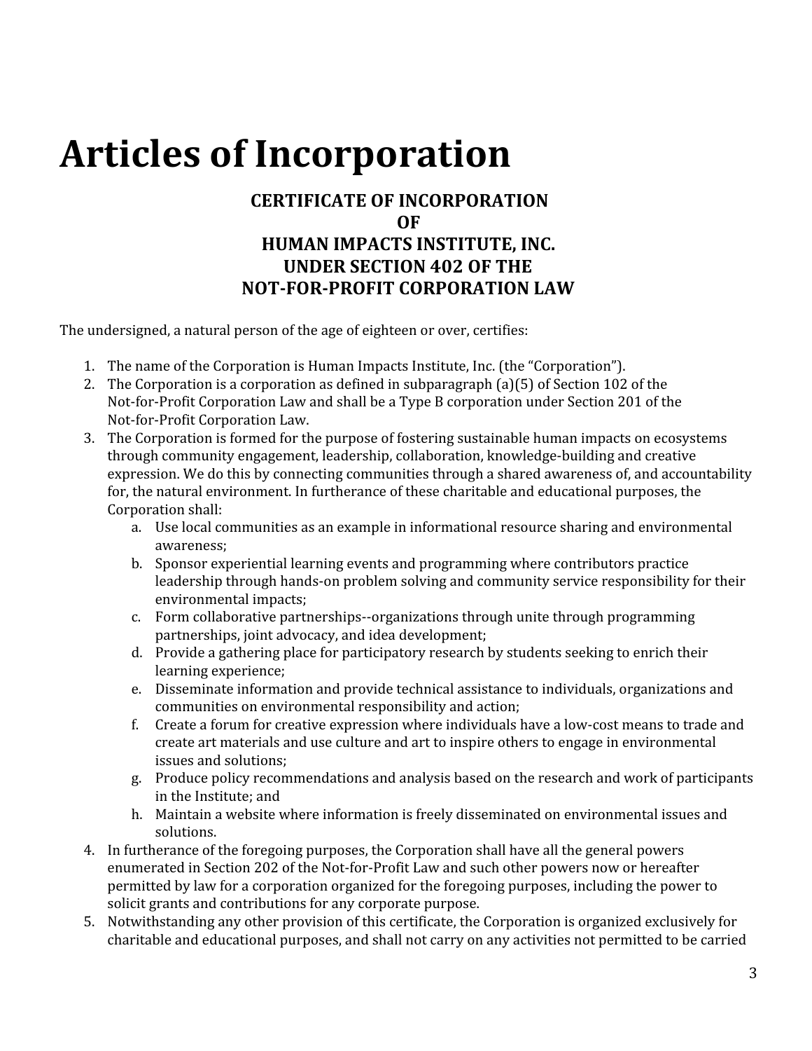# Articles of Incorporation

**CERTIFICATE OF INCORPORATION**
**OF**
**HUMAN IMPACTS INSTITUTE, INC.**
**UNDER SECTION 402 OF THE**
**NOT-FOR-PROFIT CORPORATION LAW**

The undersigned, a natural person of the age of eighteen or over, certifies:

1. The name of the Corporation is Human Impacts Institute, Inc. (the "Corporation").
2. The Corporation is a corporation as defined in subparagraph (a)(5) of Section 102 of the Not-for-Profit Corporation Law and shall be a Type B corporation under Section 201 of the Not-for-Profit Corporation Law.
3. The Corporation is formed for the purpose of fostering sustainable human impacts on ecosystems through community engagement, leadership, collaboration, knowledge-building and creative expression. We do this by connecting communities through a shared awareness of, and accountability for, the natural environment. In furtherance of these charitable and educational purposes, the Corporation shall:
    a. Use local communities as an example in informational resource sharing and environmental awareness;
    b. Sponsor experiential learning events and programming where contributors practice leadership through hands-on problem solving and community service responsibility for their environmental impacts;
    c. Form collaborative partnerships--organizations through unite through programming partnerships, joint advocacy, and idea development;
    d. Provide a gathering place for participatory research by students seeking to enrich their learning experience;
    e. Disseminate information and provide technical assistance to individuals, organizations and communities on environmental responsibility and action;
    f. Create a forum for creative expression where individuals have a low-cost means to trade and create art materials and use culture and art to inspire others to engage in environmental issues and solutions;
    g. Produce policy recommendations and analysis based on the research and work of participants in the Institute; and
    h. Maintain a website where information is freely disseminated on environmental issues and solutions.
4. In furtherance of the foregoing purposes, the Corporation shall have all the general powers enumerated in Section 202 of the Not-for-Profit Law and such other powers now or hereafter permitted by law for a corporation organized for the foregoing purposes, including the power to solicit grants and contributions for any corporate purpose.
5. Notwithstanding any other provision of this certificate, the Corporation is organized exclusively for charitable and educational purposes, and shall not carry on any activities not permitted to be carried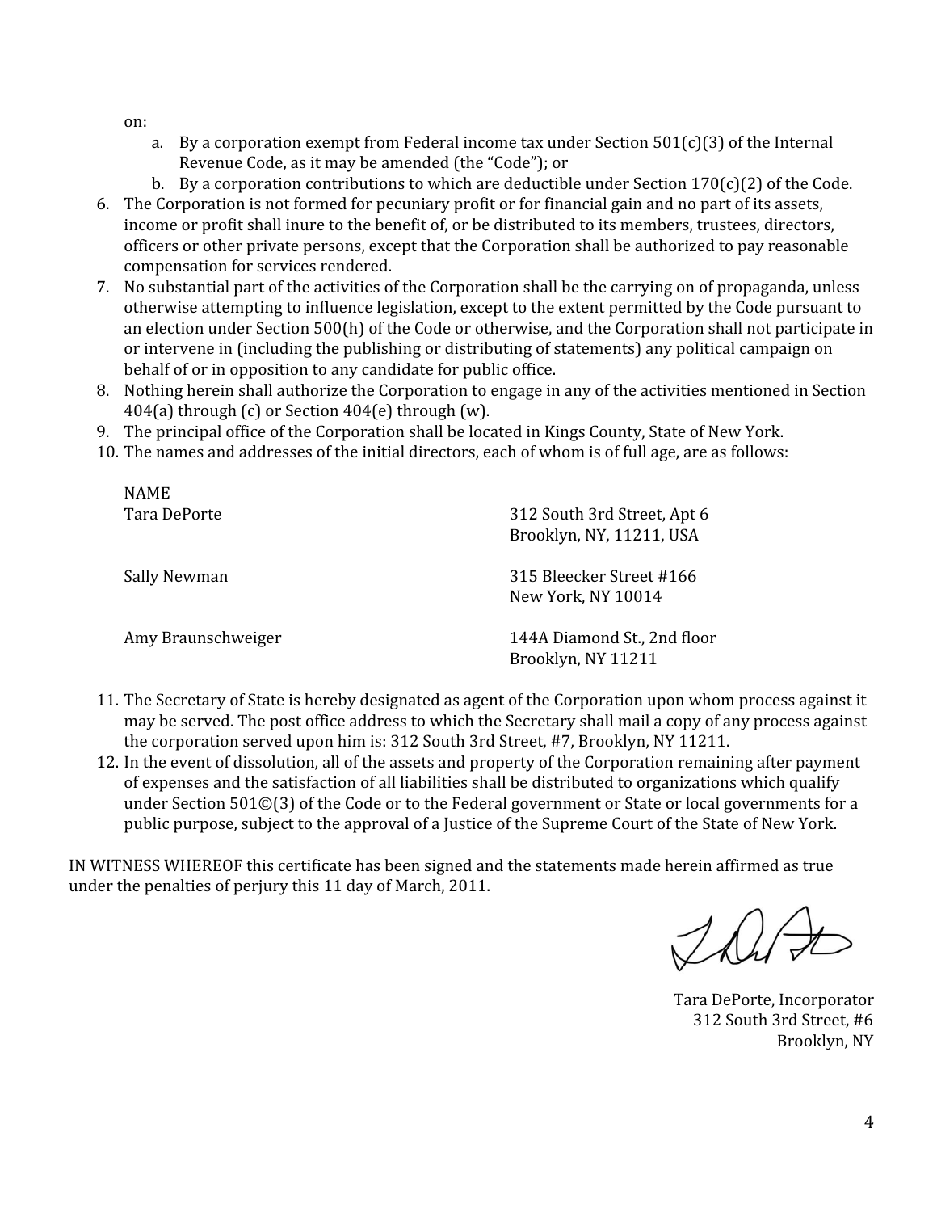on:

a. By a corporation exempt from Federal income tax under Section 501(c)(3) of the Internal Revenue Code, as it may be amended (the "Code"); or
b. By a corporation contributions to which are deductible under Section 170(c)(2) of the Code.

6. The Corporation is not formed for pecuniary profit or for financial gain and no part of its assets, income or profit shall inure to the benefit of, or be distributed to its members, trustees, directors, officers or other private persons, except that the Corporation shall be authorized to pay reasonable compensation for services rendered.
7. No substantial part of the activities of the Corporation shall be the carrying on of propaganda, unless otherwise attempting to influence legislation, except to the extent permitted by the Code pursuant to an election under Section 500(h) of the Code or otherwise, and the Corporation shall not participate in or intervene in (including the publishing or distributing of statements) any political campaign on behalf of or in opposition to any candidate for public office.
8. Nothing herein shall authorize the Corporation to engage in any of the activities mentioned in Section 404(a) through (c) or Section 404(e) through (w).
9. The principal office of the Corporation shall be located in Kings County, State of New York.
10. The names and addresses of the initial directors, each of whom is of full age, are as follows:

| NAME | |
|---|---|
| Tara DePorte | 312 South 3rd Street, Apt 6<br>Brooklyn, NY, 11211, USA |
| Sally Newman | 315 Bleecker Street #166<br>New York, NY 10014 |
| Amy Braunschweiger | 144A Diamond St., 2nd floor<br>Brooklyn, NY 11211 |

11. The Secretary of State is hereby designated as agent of the Corporation upon whom process against it may be served. The post office address to which the Secretary shall mail a copy of any process against the corporation served upon him is: 312 South 3rd Street, #7, Brooklyn, NY 11211.
12. In the event of dissolution, all of the assets and property of the Corporation remaining after payment of expenses and the satisfaction of all liabilities shall be distributed to organizations which qualify under Section 501©(3) of the Code or to the Federal government or State or local governments for a public purpose, subject to the approval of a Justice of the Supreme Court of the State of New York.

IN WITNESS WHEREOF this certificate has been signed and the statements made herein affirmed as true under the penalties of perjury this 11 day of March, 2011.

Tara DePorte, Incorporator
312 South 3rd Street, #6
Brooklyn, NY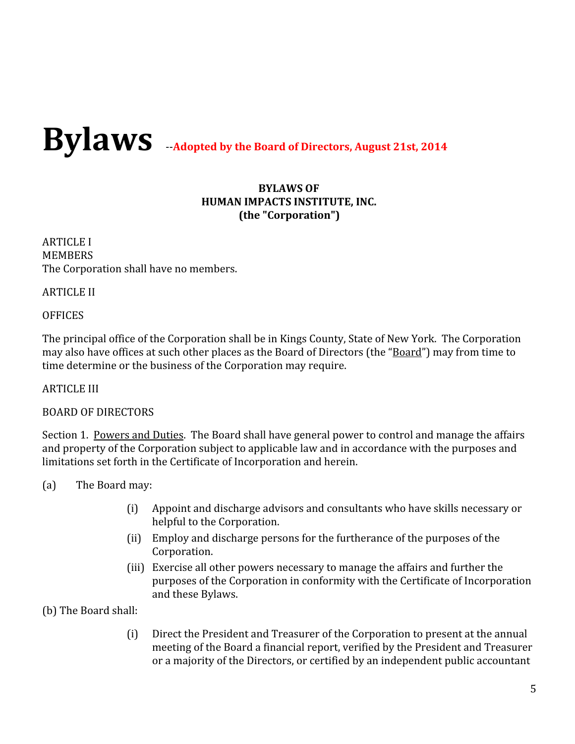# Bylaws --**Adopted by the Board of Directors, August 21st, 2014**

**BYLAWS OF**
**HUMAN IMPACTS INSTITUTE, INC.**
**(the "Corporation")**

ARTICLE I
MEMBERS
The Corporation shall have no members.

ARTICLE II

OFFICES

The principal office of the Corporation shall be in Kings County, State of New York. The Corporation may also have offices at such other places as the Board of Directors (the "Board") may from time to time determine or the business of the Corporation may require.

ARTICLE III

BOARD OF DIRECTORS

Section 1. Powers and Duties. The Board shall have general power to control and manage the affairs and property of the Corporation subject to applicable law and in accordance with the purposes and limitations set forth in the Certificate of Incorporation and herein.

(a) The Board may:

- (i) Appoint and discharge advisors and consultants who have skills necessary or helpful to the Corporation.
- (ii) Employ and discharge persons for the furtherance of the purposes of the Corporation.
- (iii) Exercise all other powers necessary to manage the affairs and further the purposes of the Corporation in conformity with the Certificate of Incorporation and these Bylaws.

(b) The Board shall:

- (i) Direct the President and Treasurer of the Corporation to present at the annual meeting of the Board a financial report, verified by the President and Treasurer or a majority of the Directors, or certified by an independent public accountant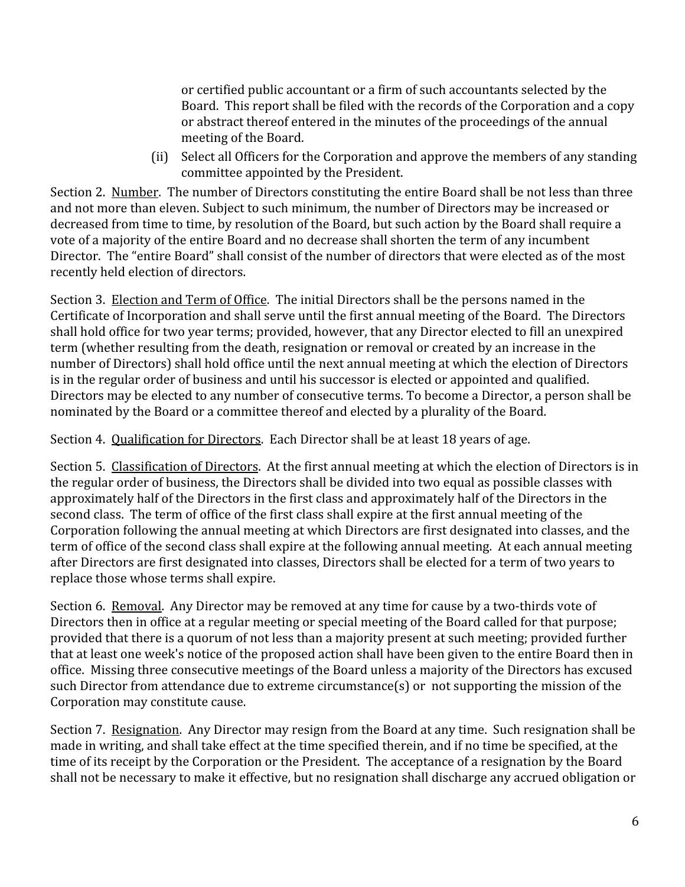or certified public accountant or a firm of such accountants selected by the Board. This report shall be filed with the records of the Corporation and a copy or abstract thereof entered in the minutes of the proceedings of the annual meeting of the Board.

(ii) Select all Officers for the Corporation and approve the members of any standing committee appointed by the President.

Section 2. Number. The number of Directors constituting the entire Board shall be not less than three and not more than eleven. Subject to such minimum, the number of Directors may be increased or decreased from time to time, by resolution of the Board, but such action by the Board shall require a vote of a majority of the entire Board and no decrease shall shorten the term of any incumbent Director. The "entire Board" shall consist of the number of directors that were elected as of the most recently held election of directors.

Section 3. Election and Term of Office. The initial Directors shall be the persons named in the Certificate of Incorporation and shall serve until the first annual meeting of the Board. The Directors shall hold office for two year terms; provided, however, that any Director elected to fill an unexpired term (whether resulting from the death, resignation or removal or created by an increase in the number of Directors) shall hold office until the next annual meeting at which the election of Directors is in the regular order of business and until his successor is elected or appointed and qualified. Directors may be elected to any number of consecutive terms. To become a Director, a person shall be nominated by the Board or a committee thereof and elected by a plurality of the Board.

Section 4. Qualification for Directors. Each Director shall be at least 18 years of age.

Section 5. Classification of Directors. At the first annual meeting at which the election of Directors is in the regular order of business, the Directors shall be divided into two equal as possible classes with approximately half of the Directors in the first class and approximately half of the Directors in the second class. The term of office of the first class shall expire at the first annual meeting of the Corporation following the annual meeting at which Directors are first designated into classes, and the term of office of the second class shall expire at the following annual meeting. At each annual meeting after Directors are first designated into classes, Directors shall be elected for a term of two years to replace those whose terms shall expire.

Section 6. Removal. Any Director may be removed at any time for cause by a two-thirds vote of Directors then in office at a regular meeting or special meeting of the Board called for that purpose; provided that there is a quorum of not less than a majority present at such meeting; provided further that at least one week's notice of the proposed action shall have been given to the entire Board then in office. Missing three consecutive meetings of the Board unless a majority of the Directors has excused such Director from attendance due to extreme circumstance(s) or not supporting the mission of the Corporation may constitute cause.

Section 7. Resignation. Any Director may resign from the Board at any time. Such resignation shall be made in writing, and shall take effect at the time specified therein, and if no time be specified, at the time of its receipt by the Corporation or the President. The acceptance of a resignation by the Board shall not be necessary to make it effective, but no resignation shall discharge any accrued obligation or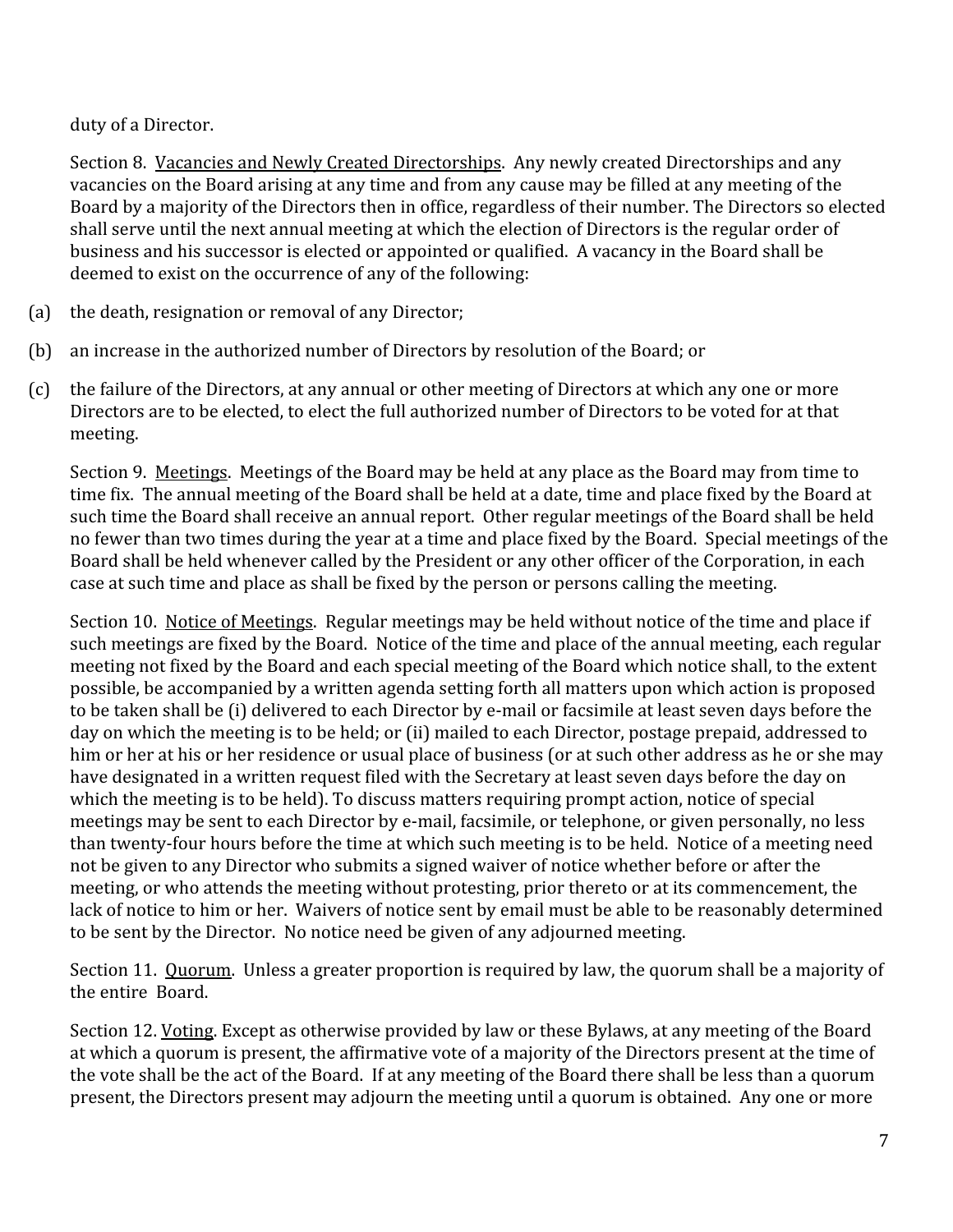duty of a Director.

Section 8. Vacancies and Newly Created Directorships. Any newly created Directorships and any vacancies on the Board arising at any time and from any cause may be filled at any meeting of the Board by a majority of the Directors then in office, regardless of their number. The Directors so elected shall serve until the next annual meeting at which the election of Directors is the regular order of business and his successor is elected or appointed or qualified. A vacancy in the Board shall be deemed to exist on the occurrence of any of the following:

(a) the death, resignation or removal of any Director;

(b) an increase in the authorized number of Directors by resolution of the Board; or

(c) the failure of the Directors, at any annual or other meeting of Directors at which any one or more Directors are to be elected, to elect the full authorized number of Directors to be voted for at that meeting.

Section 9. Meetings. Meetings of the Board may be held at any place as the Board may from time to time fix. The annual meeting of the Board shall be held at a date, time and place fixed by the Board at such time the Board shall receive an annual report. Other regular meetings of the Board shall be held no fewer than two times during the year at a time and place fixed by the Board. Special meetings of the Board shall be held whenever called by the President or any other officer of the Corporation, in each case at such time and place as shall be fixed by the person or persons calling the meeting.

Section 10. Notice of Meetings. Regular meetings may be held without notice of the time and place if such meetings are fixed by the Board. Notice of the time and place of the annual meeting, each regular meeting not fixed by the Board and each special meeting of the Board which notice shall, to the extent possible, be accompanied by a written agenda setting forth all matters upon which action is proposed to be taken shall be (i) delivered to each Director by e-mail or facsimile at least seven days before the day on which the meeting is to be held; or (ii) mailed to each Director, postage prepaid, addressed to him or her at his or her residence or usual place of business (or at such other address as he or she may have designated in a written request filed with the Secretary at least seven days before the day on which the meeting is to be held). To discuss matters requiring prompt action, notice of special meetings may be sent to each Director by e-mail, facsimile, or telephone, or given personally, no less than twenty-four hours before the time at which such meeting is to be held. Notice of a meeting need not be given to any Director who submits a signed waiver of notice whether before or after the meeting, or who attends the meeting without protesting, prior thereto or at its commencement, the lack of notice to him or her. Waivers of notice sent by email must be able to be reasonably determined to be sent by the Director. No notice need be given of any adjourned meeting.

Section 11. Quorum. Unless a greater proportion is required by law, the quorum shall be a majority of the entire Board.

Section 12. Voting. Except as otherwise provided by law or these Bylaws, at any meeting of the Board at which a quorum is present, the affirmative vote of a majority of the Directors present at the time of the vote shall be the act of the Board. If at any meeting of the Board there shall be less than a quorum present, the Directors present may adjourn the meeting until a quorum is obtained. Any one or more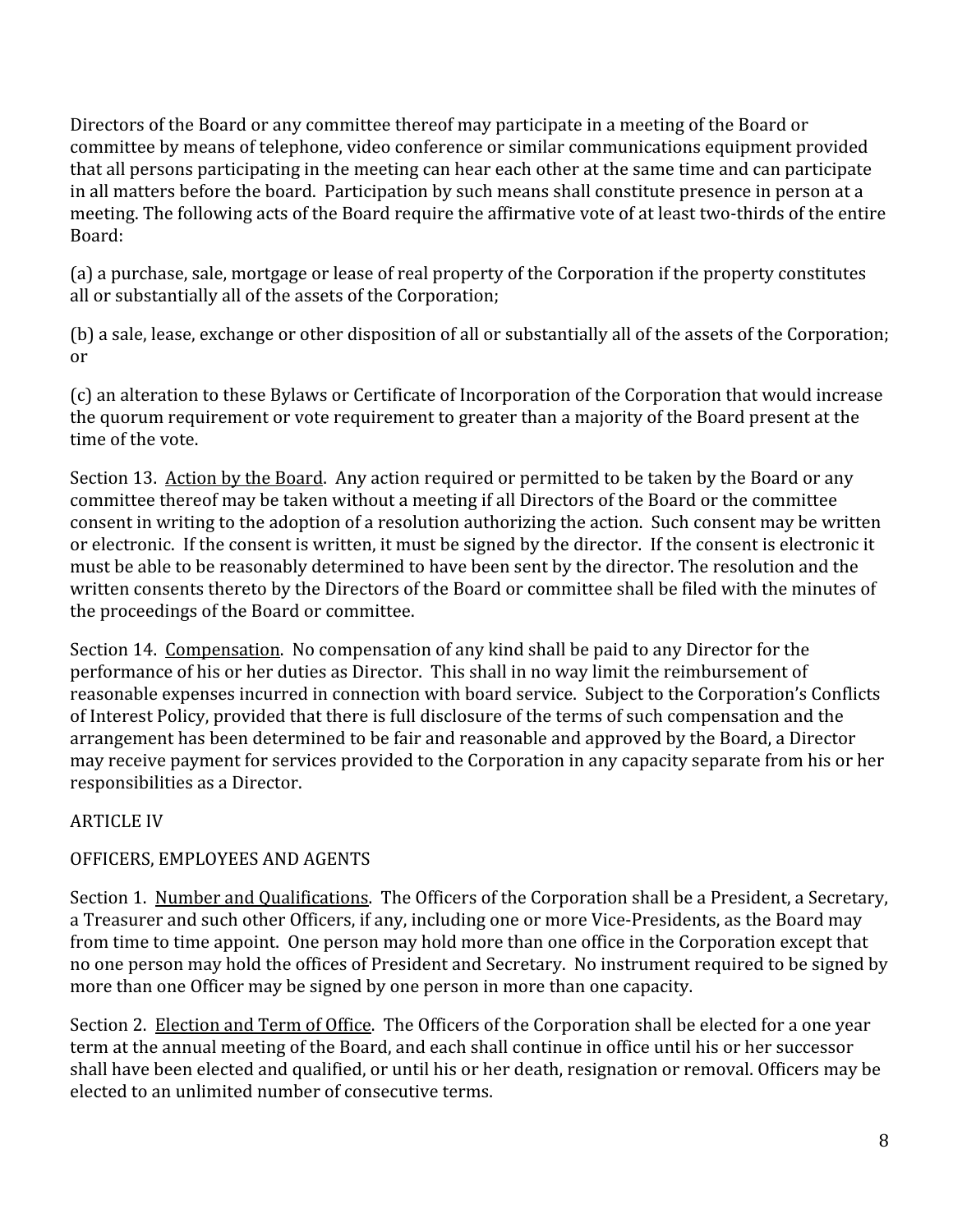Directors of the Board or any committee thereof may participate in a meeting of the Board or committee by means of telephone, video conference or similar communications equipment provided that all persons participating in the meeting can hear each other at the same time and can participate in all matters before the board. Participation by such means shall constitute presence in person at a meeting. The following acts of the Board require the affirmative vote of at least two-thirds of the entire Board:

(a) a purchase, sale, mortgage or lease of real property of the Corporation if the property constitutes all or substantially all of the assets of the Corporation;

(b) a sale, lease, exchange or other disposition of all or substantially all of the assets of the Corporation; or

(c) an alteration to these Bylaws or Certificate of Incorporation of the Corporation that would increase the quorum requirement or vote requirement to greater than a majority of the Board present at the time of the vote.

Section 13. Action by the Board. Any action required or permitted to be taken by the Board or any committee thereof may be taken without a meeting if all Directors of the Board or the committee consent in writing to the adoption of a resolution authorizing the action. Such consent may be written or electronic. If the consent is written, it must be signed by the director. If the consent is electronic it must be able to be reasonably determined to have been sent by the director. The resolution and the written consents thereto by the Directors of the Board or committee shall be filed with the minutes of the proceedings of the Board or committee.

Section 14. Compensation. No compensation of any kind shall be paid to any Director for the performance of his or her duties as Director. This shall in no way limit the reimbursement of reasonable expenses incurred in connection with board service. Subject to the Corporation's Conflicts of Interest Policy, provided that there is full disclosure of the terms of such compensation and the arrangement has been determined to be fair and reasonable and approved by the Board, a Director may receive payment for services provided to the Corporation in any capacity separate from his or her responsibilities as a Director.

ARTICLE IV

OFFICERS, EMPLOYEES AND AGENTS

Section 1. Number and Qualifications. The Officers of the Corporation shall be a President, a Secretary, a Treasurer and such other Officers, if any, including one or more Vice-Presidents, as the Board may from time to time appoint. One person may hold more than one office in the Corporation except that no one person may hold the offices of President and Secretary. No instrument required to be signed by more than one Officer may be signed by one person in more than one capacity.

Section 2. Election and Term of Office. The Officers of the Corporation shall be elected for a one year term at the annual meeting of the Board, and each shall continue in office until his or her successor shall have been elected and qualified, or until his or her death, resignation or removal. Officers may be elected to an unlimited number of consecutive terms.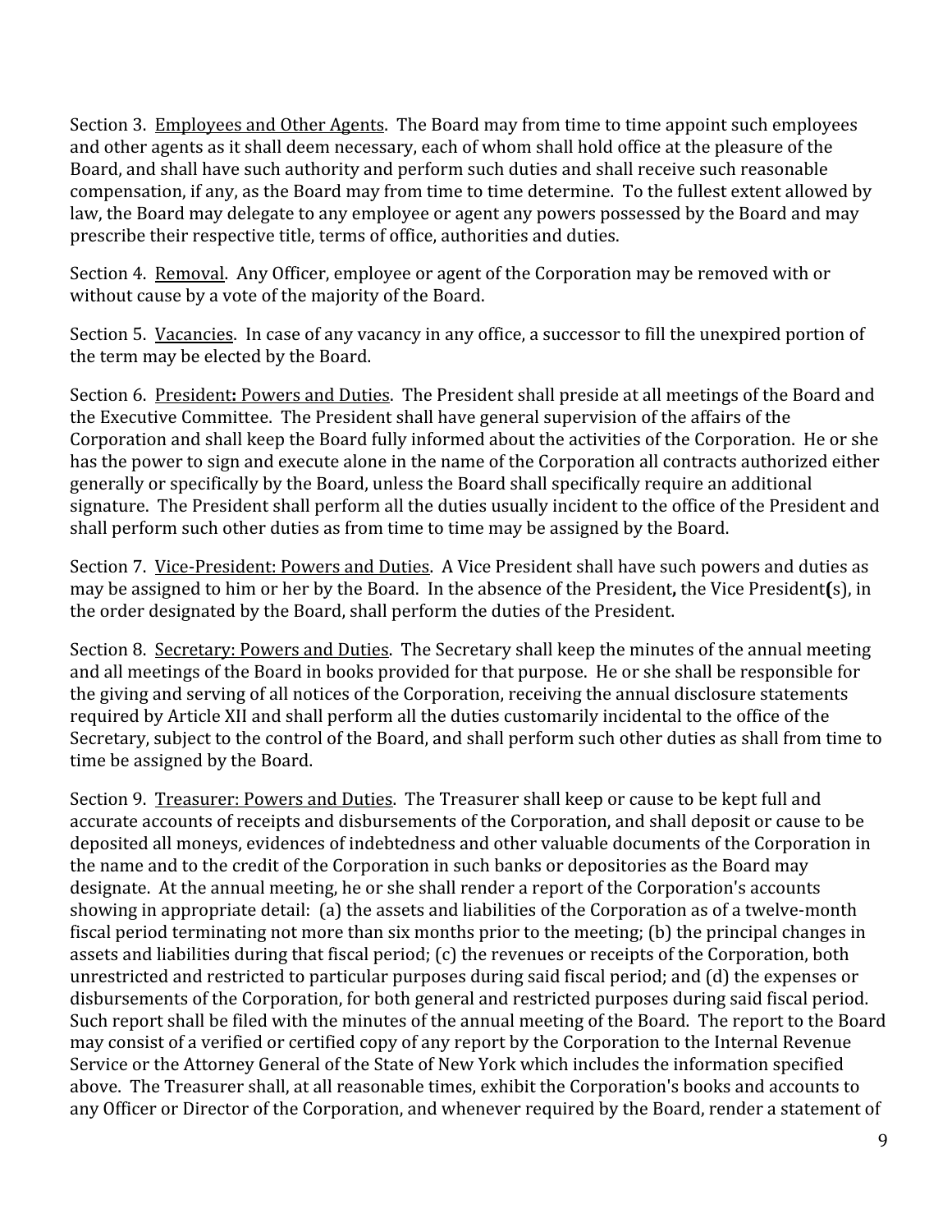Section 3. Employees and Other Agents. The Board may from time to time appoint such employees and other agents as it shall deem necessary, each of whom shall hold office at the pleasure of the Board, and shall have such authority and perform such duties and shall receive such reasonable compensation, if any, as the Board may from time to time determine. To the fullest extent allowed by law, the Board may delegate to any employee or agent any powers possessed by the Board and may prescribe their respective title, terms of office, authorities and duties.

Section 4. Removal. Any Officer, employee or agent of the Corporation may be removed with or without cause by a vote of the majority of the Board.

Section 5. Vacancies. In case of any vacancy in any office, a successor to fill the unexpired portion of the term may be elected by the Board.

Section 6. President**:** Powers and Duties. The President shall preside at all meetings of the Board and the Executive Committee. The President shall have general supervision of the affairs of the Corporation and shall keep the Board fully informed about the activities of the Corporation. He or she has the power to sign and execute alone in the name of the Corporation all contracts authorized either generally or specifically by the Board, unless the Board shall specifically require an additional signature. The President shall perform all the duties usually incident to the office of the President and shall perform such other duties as from time to time may be assigned by the Board.

Section 7. Vice-President: Powers and Duties. A Vice President shall have such powers and duties as may be assigned to him or her by the Board. In the absence of the President**,** the Vice President**(**s), in the order designated by the Board, shall perform the duties of the President.

Section 8. Secretary: Powers and Duties. The Secretary shall keep the minutes of the annual meeting and all meetings of the Board in books provided for that purpose. He or she shall be responsible for the giving and serving of all notices of the Corporation, receiving the annual disclosure statements required by Article XII and shall perform all the duties customarily incidental to the office of the Secretary, subject to the control of the Board, and shall perform such other duties as shall from time to time be assigned by the Board.

Section 9. Treasurer: Powers and Duties. The Treasurer shall keep or cause to be kept full and accurate accounts of receipts and disbursements of the Corporation, and shall deposit or cause to be deposited all moneys, evidences of indebtedness and other valuable documents of the Corporation in the name and to the credit of the Corporation in such banks or depositories as the Board may designate. At the annual meeting, he or she shall render a report of the Corporation's accounts showing in appropriate detail: (a) the assets and liabilities of the Corporation as of a twelve-month fiscal period terminating not more than six months prior to the meeting; (b) the principal changes in assets and liabilities during that fiscal period; (c) the revenues or receipts of the Corporation, both unrestricted and restricted to particular purposes during said fiscal period; and (d) the expenses or disbursements of the Corporation, for both general and restricted purposes during said fiscal period. Such report shall be filed with the minutes of the annual meeting of the Board. The report to the Board may consist of a verified or certified copy of any report by the Corporation to the Internal Revenue Service or the Attorney General of the State of New York which includes the information specified above. The Treasurer shall, at all reasonable times, exhibit the Corporation's books and accounts to any Officer or Director of the Corporation, and whenever required by the Board, render a statement of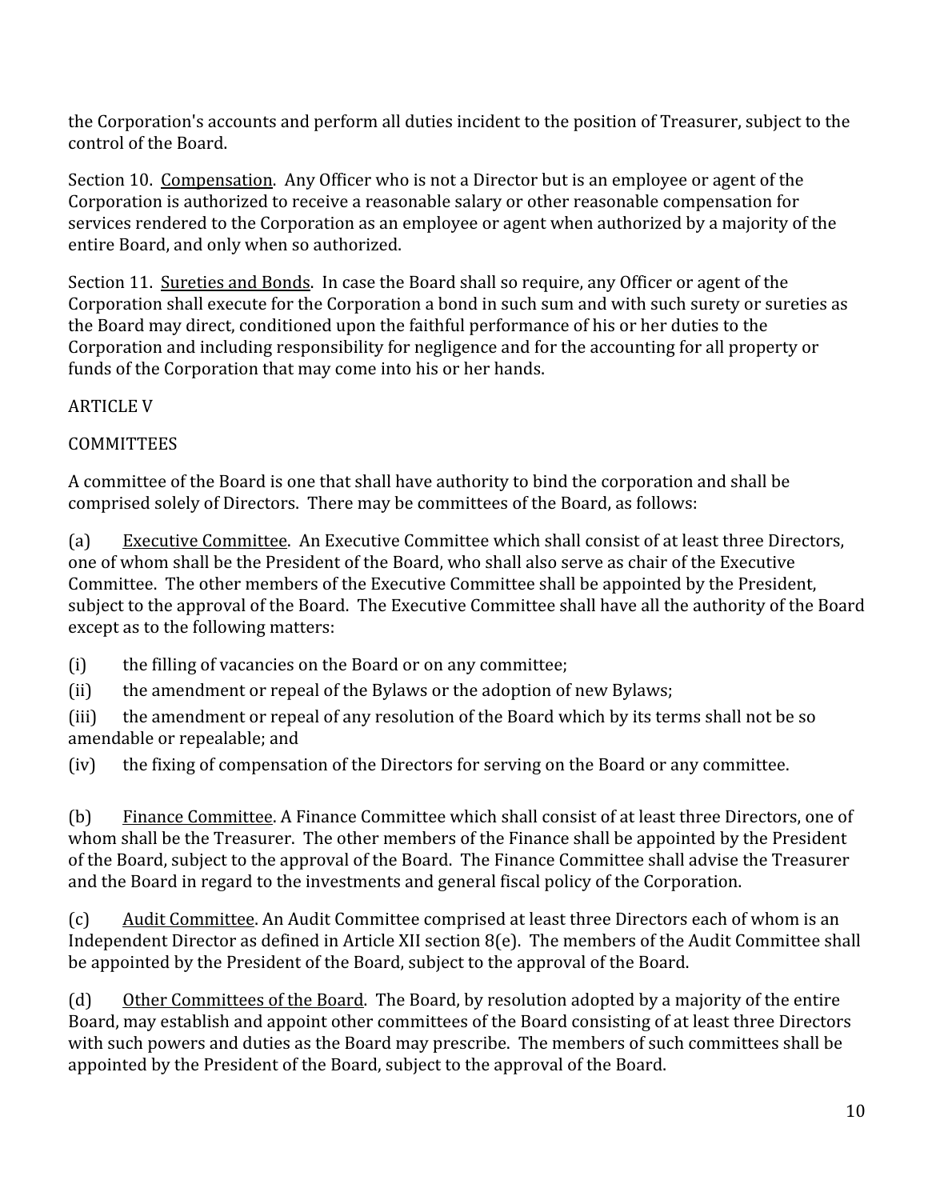the Corporation's accounts and perform all duties incident to the position of Treasurer, subject to the control of the Board.

Section 10. Compensation. Any Officer who is not a Director but is an employee or agent of the Corporation is authorized to receive a reasonable salary or other reasonable compensation for services rendered to the Corporation as an employee or agent when authorized by a majority of the entire Board, and only when so authorized.

Section 11. Sureties and Bonds. In case the Board shall so require, any Officer or agent of the Corporation shall execute for the Corporation a bond in such sum and with such surety or sureties as the Board may direct, conditioned upon the faithful performance of his or her duties to the Corporation and including responsibility for negligence and for the accounting for all property or funds of the Corporation that may come into his or her hands.

## ARTICLE V

## COMMITTEES

A committee of the Board is one that shall have authority to bind the corporation and shall be comprised solely of Directors. There may be committees of the Board, as follows:

(a) Executive Committee. An Executive Committee which shall consist of at least three Directors, one of whom shall be the President of the Board, who shall also serve as chair of the Executive Committee. The other members of the Executive Committee shall be appointed by the President, subject to the approval of the Board. The Executive Committee shall have all the authority of the Board except as to the following matters:

(i) the filling of vacancies on the Board or on any committee;

(ii) the amendment or repeal of the Bylaws or the adoption of new Bylaws;

(iii) the amendment or repeal of any resolution of the Board which by its terms shall not be so amendable or repealable; and

(iv) the fixing of compensation of the Directors for serving on the Board or any committee.

(b) Finance Committee. A Finance Committee which shall consist of at least three Directors, one of whom shall be the Treasurer. The other members of the Finance shall be appointed by the President of the Board, subject to the approval of the Board. The Finance Committee shall advise the Treasurer and the Board in regard to the investments and general fiscal policy of the Corporation.

(c) Audit Committee. An Audit Committee comprised at least three Directors each of whom is an Independent Director as defined in Article XII section 8(e). The members of the Audit Committee shall be appointed by the President of the Board, subject to the approval of the Board.

(d) Other Committees of the Board. The Board, by resolution adopted by a majority of the entire Board, may establish and appoint other committees of the Board consisting of at least three Directors with such powers and duties as the Board may prescribe. The members of such committees shall be appointed by the President of the Board, subject to the approval of the Board.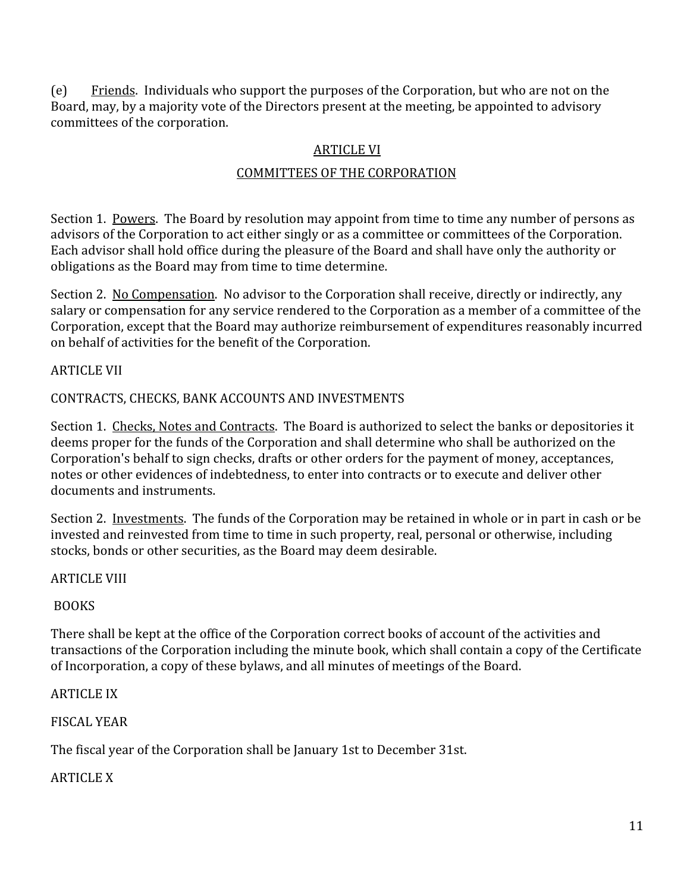(e) Friends. Individuals who support the purposes of the Corporation, but who are not on the Board, may, by a majority vote of the Directors present at the meeting, be appointed to advisory committees of the corporation.

## ARTICLE VI

## COMMITTEES OF THE CORPORATION

Section 1. Powers. The Board by resolution may appoint from time to time any number of persons as advisors of the Corporation to act either singly or as a committee or committees of the Corporation. Each advisor shall hold office during the pleasure of the Board and shall have only the authority or obligations as the Board may from time to time determine.

Section 2. No Compensation. No advisor to the Corporation shall receive, directly or indirectly, any salary or compensation for any service rendered to the Corporation as a member of a committee of the Corporation, except that the Board may authorize reimbursement of expenditures reasonably incurred on behalf of activities for the benefit of the Corporation.

## ARTICLE VII

## CONTRACTS, CHECKS, BANK ACCOUNTS AND INVESTMENTS

Section 1. Checks, Notes and Contracts. The Board is authorized to select the banks or depositories it deems proper for the funds of the Corporation and shall determine who shall be authorized on the Corporation's behalf to sign checks, drafts or other orders for the payment of money, acceptances, notes or other evidences of indebtedness, to enter into contracts or to execute and deliver other documents and instruments.

Section 2. Investments. The funds of the Corporation may be retained in whole or in part in cash or be invested and reinvested from time to time in such property, real, personal or otherwise, including stocks, bonds or other securities, as the Board may deem desirable.

## ARTICLE VIII

## BOOKS

There shall be kept at the office of the Corporation correct books of account of the activities and transactions of the Corporation including the minute book, which shall contain a copy of the Certificate of Incorporation, a copy of these bylaws, and all minutes of meetings of the Board.

## ARTICLE IX

## FISCAL YEAR

The fiscal year of the Corporation shall be January 1st to December 31st.

## ARTICLE X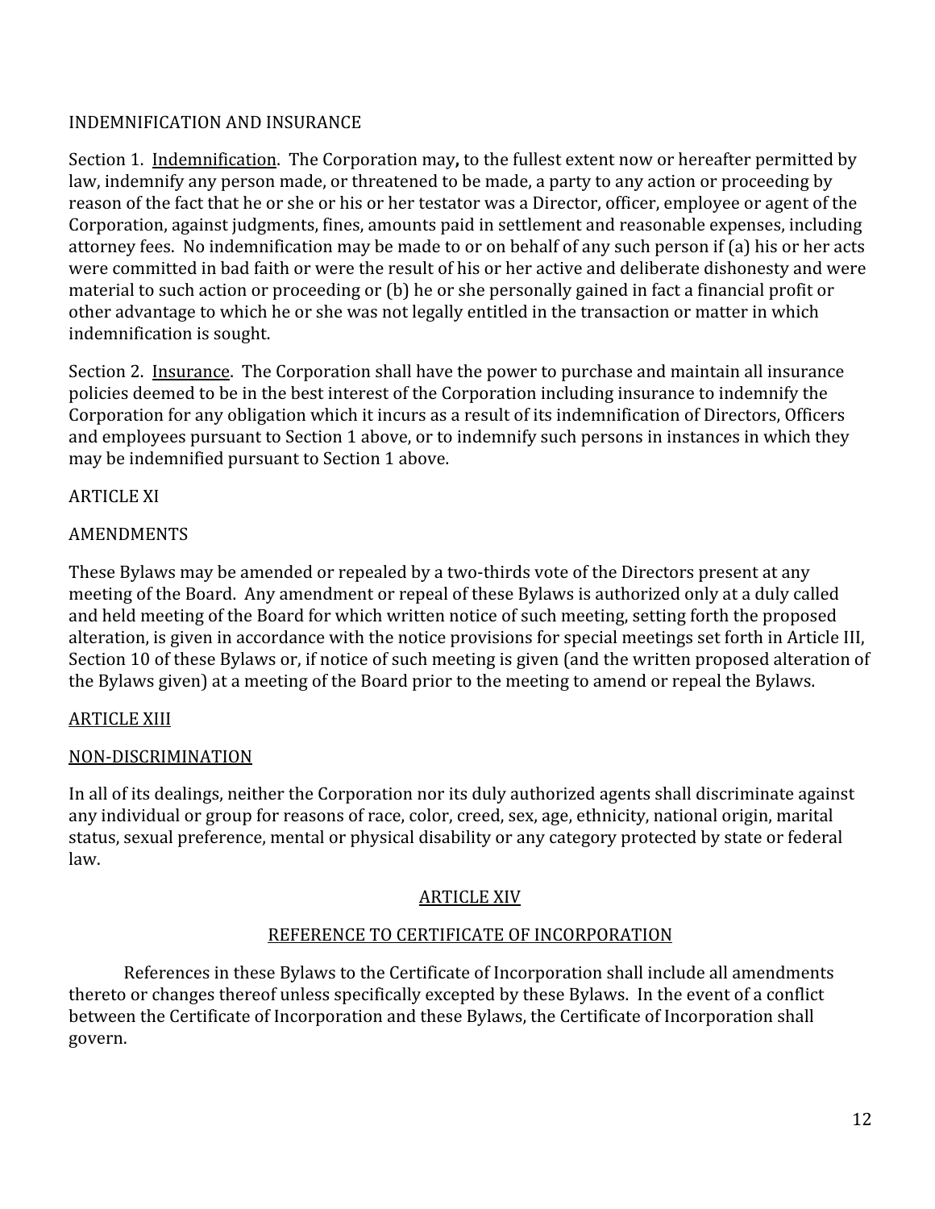INDEMNIFICATION AND INSURANCE

Section 1. <u>Indemnification</u>. The Corporation may**,** to the fullest extent now or hereafter permitted by law, indemnify any person made, or threatened to be made, a party to any action or proceeding by reason of the fact that he or she or his or her testator was a Director, officer, employee or agent of the Corporation, against judgments, fines, amounts paid in settlement and reasonable expenses, including attorney fees. No indemnification may be made to or on behalf of any such person if (a) his or her acts were committed in bad faith or were the result of his or her active and deliberate dishonesty and were material to such action or proceeding or (b) he or she personally gained in fact a financial profit or other advantage to which he or she was not legally entitled in the transaction or matter in which indemnification is sought.

Section 2. <u>Insurance</u>. The Corporation shall have the power to purchase and maintain all insurance policies deemed to be in the best interest of the Corporation including insurance to indemnify the Corporation for any obligation which it incurs as a result of its indemnification of Directors, Officers and employees pursuant to Section 1 above, or to indemnify such persons in instances in which they may be indemnified pursuant to Section 1 above.

ARTICLE XI

AMENDMENTS

These Bylaws may be amended or repealed by a two-thirds vote of the Directors present at any meeting of the Board. Any amendment or repeal of these Bylaws is authorized only at a duly called and held meeting of the Board for which written notice of such meeting, setting forth the proposed alteration, is given in accordance with the notice provisions for special meetings set forth in Article III, Section 10 of these Bylaws or, if notice of such meeting is given (and the written proposed alteration of the Bylaws given) at a meeting of the Board prior to the meeting to amend or repeal the Bylaws.

<u>ARTICLE XIII</u>

<u>NON-DISCRIMINATION</u>

In all of its dealings, neither the Corporation nor its duly authorized agents shall discriminate against any individual or group for reasons of race, color, creed, sex, age, ethnicity, national origin, marital status, sexual preference, mental or physical disability or any category protected by state or federal law.

<u>ARTICLE XIV</u>

<u>REFERENCE TO CERTIFICATE OF INCORPORATION</u>

References in these Bylaws to the Certificate of Incorporation shall include all amendments thereto or changes thereof unless specifically excepted by these Bylaws. In the event of a conflict between the Certificate of Incorporation and these Bylaws, the Certificate of Incorporation shall govern.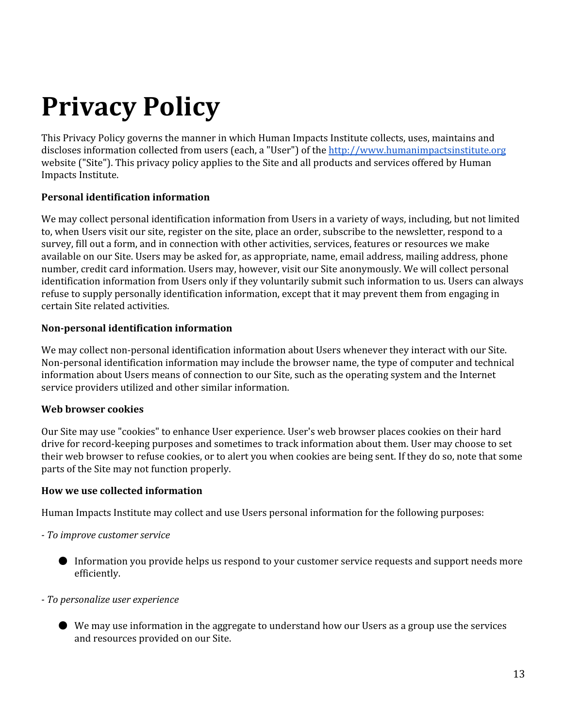# Privacy Policy

This Privacy Policy governs the manner in which Human Impacts Institute collects, uses, maintains and discloses information collected from users (each, a "User") of the [http://www.humanimpactsinstitute.org](http://www.humanimpactsinstitute.org) website ("Site"). This privacy policy applies to the Site and all products and services offered by Human Impacts Institute.

**Personal identification information**

We may collect personal identification information from Users in a variety of ways, including, but not limited to, when Users visit our site, register on the site, place an order, subscribe to the newsletter, respond to a survey, fill out a form, and in connection with other activities, services, features or resources we make available on our Site. Users may be asked for, as appropriate, name, email address, mailing address, phone number, credit card information. Users may, however, visit our Site anonymously. We will collect personal identification information from Users only if they voluntarily submit such information to us. Users can always refuse to supply personally identification information, except that it may prevent them from engaging in certain Site related activities.

**Non-personal identification information**

We may collect non-personal identification information about Users whenever they interact with our Site. Non-personal identification information may include the browser name, the type of computer and technical information about Users means of connection to our Site, such as the operating system and the Internet service providers utilized and other similar information.

**Web browser cookies**

Our Site may use "cookies" to enhance User experience. User's web browser places cookies on their hard drive for record-keeping purposes and sometimes to track information about them. User may choose to set their web browser to refuse cookies, or to alert you when cookies are being sent. If they do so, note that some parts of the Site may not function properly.

**How we use collected information**

Human Impacts Institute may collect and use Users personal information for the following purposes:

- *To improve customer service*

  - Information you provide helps us respond to your customer service requests and support needs more efficiently.

- *To personalize user experience*

  - We may use information in the aggregate to understand how our Users as a group use the services and resources provided on our Site.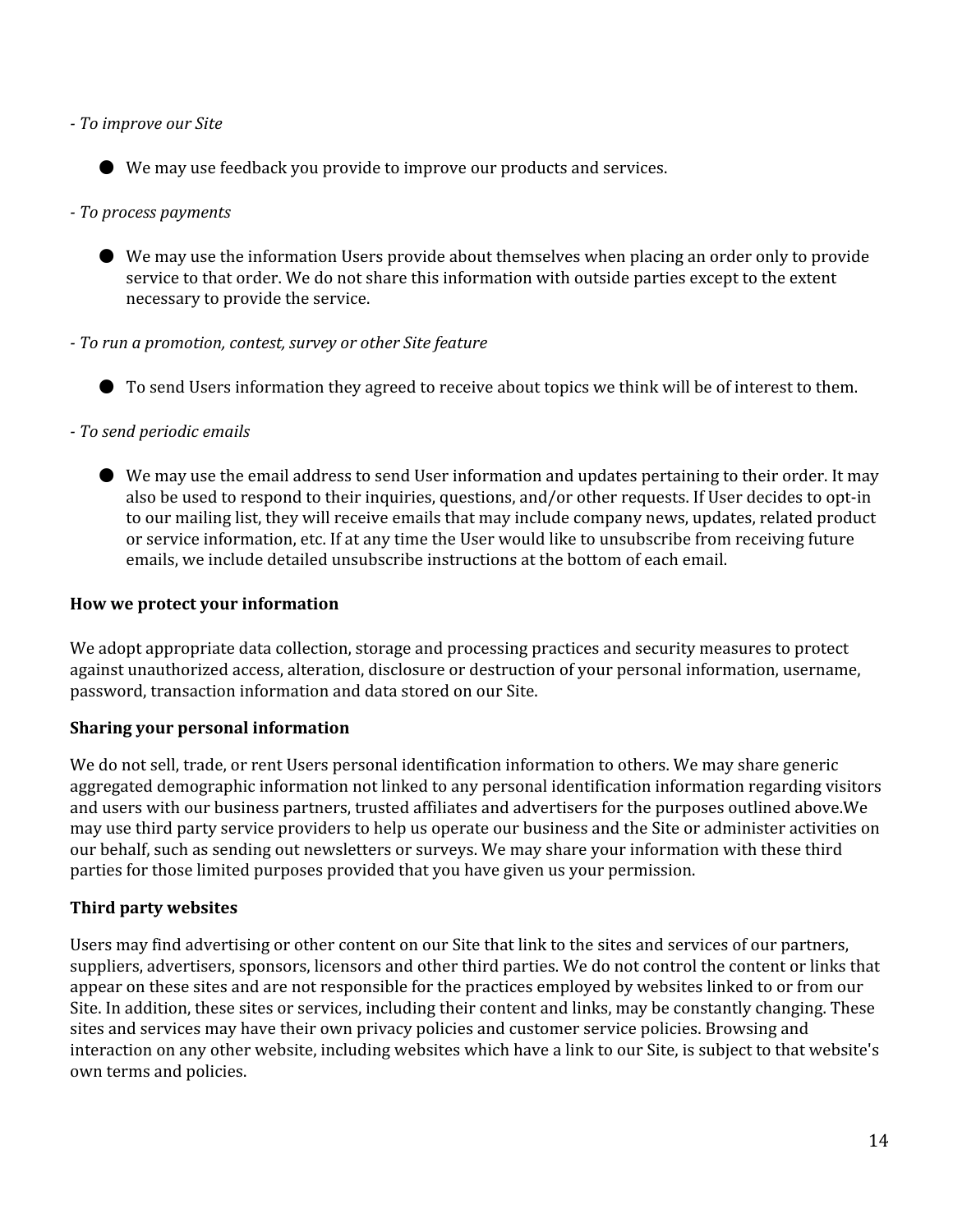- *To improve our Site*

- We may use feedback you provide to improve our products and services.

- *To process payments*

- We may use the information Users provide about themselves when placing an order only to provide service to that order. We do not share this information with outside parties except to the extent necessary to provide the service.

- *To run a promotion, contest, survey or other Site feature*

- To send Users information they agreed to receive about topics we think will be of interest to them.

- *To send periodic emails*

- We may use the email address to send User information and updates pertaining to their order. It may also be used to respond to their inquiries, questions, and/or other requests. If User decides to opt-in to our mailing list, they will receive emails that may include company news, updates, related product or service information, etc. If at any time the User would like to unsubscribe from receiving future emails, we include detailed unsubscribe instructions at the bottom of each email.

**How we protect your information**

We adopt appropriate data collection, storage and processing practices and security measures to protect against unauthorized access, alteration, disclosure or destruction of your personal information, username, password, transaction information and data stored on our Site.

**Sharing your personal information**

We do not sell, trade, or rent Users personal identification information to others. We may share generic aggregated demographic information not linked to any personal identification information regarding visitors and users with our business partners, trusted affiliates and advertisers for the purposes outlined above.We may use third party service providers to help us operate our business and the Site or administer activities on our behalf, such as sending out newsletters or surveys. We may share your information with these third parties for those limited purposes provided that you have given us your permission.

**Third party websites**

Users may find advertising or other content on our Site that link to the sites and services of our partners, suppliers, advertisers, sponsors, licensors and other third parties. We do not control the content or links that appear on these sites and are not responsible for the practices employed by websites linked to or from our Site. In addition, these sites or services, including their content and links, may be constantly changing. These sites and services may have their own privacy policies and customer service policies. Browsing and interaction on any other website, including websites which have a link to our Site, is subject to that website's own terms and policies.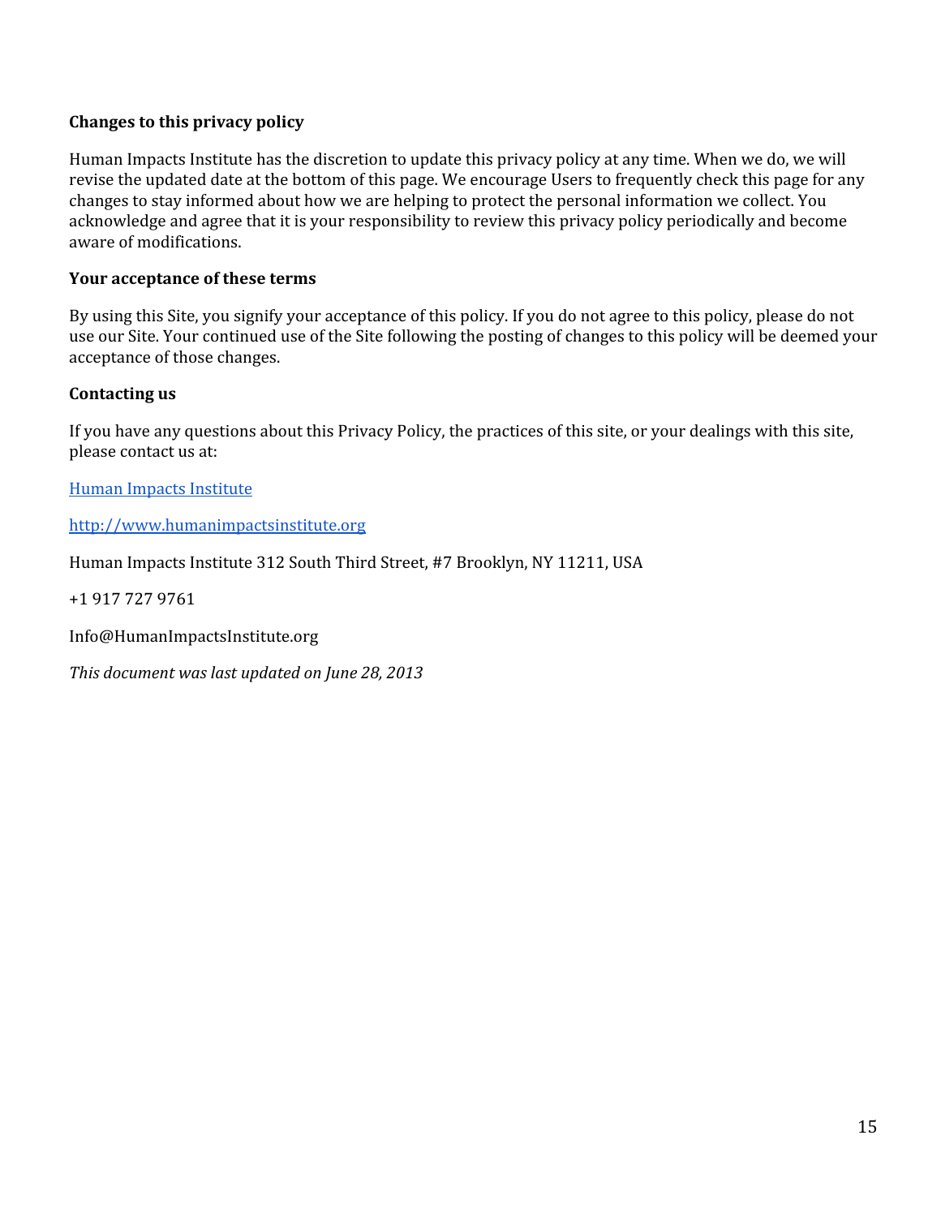**Changes to this privacy policy**

Human Impacts Institute has the discretion to update this privacy policy at any time. When we do, we will revise the updated date at the bottom of this page. We encourage Users to frequently check this page for any changes to stay informed about how we are helping to protect the personal information we collect. You acknowledge and agree that it is your responsibility to review this privacy policy periodically and become aware of modifications.

**Your acceptance of these terms**

By using this Site, you signify your acceptance of this policy. If you do not agree to this policy, please do not use our Site. Your continued use of the Site following the posting of changes to this policy will be deemed your acceptance of those changes.

**Contacting us**

If you have any questions about this Privacy Policy, the practices of this site, or your dealings with this site, please contact us at:

[Human Impacts Institute](http://www.humanimpactsinstitute.org)

[http://www.humanimpactsinstitute.org](http://www.humanimpactsinstitute.org)

Human Impacts Institute 312 South Third Street, #7 Brooklyn, NY 11211, USA

+1 917 727 9761

Info@HumanImpactsInstitute.org

*This document was last updated on June 28, 2013*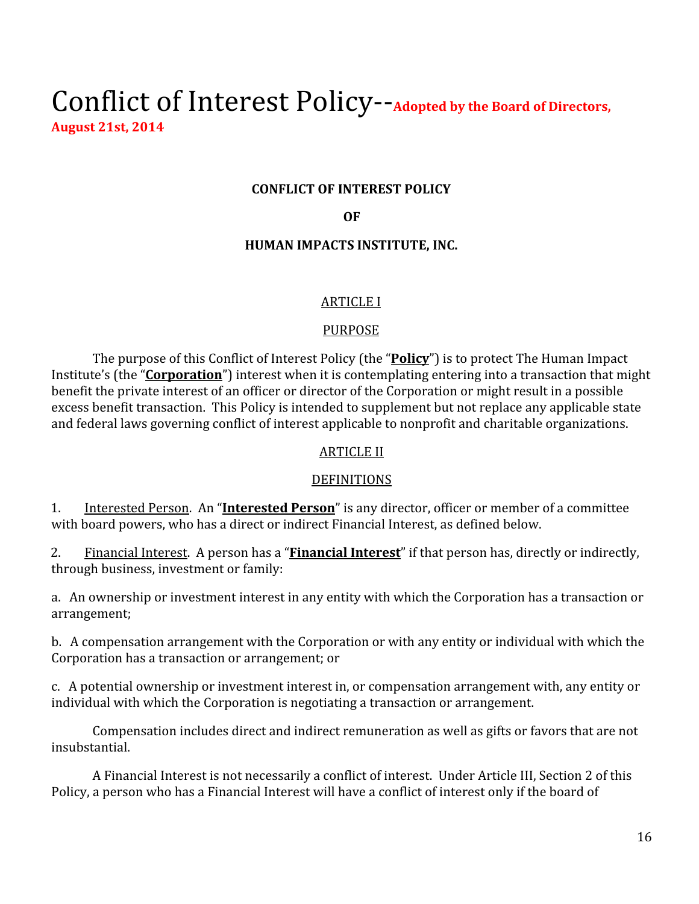# Conflict of Interest Policy--Adopted by the Board of Directors, August 21st, 2014

**CONFLICT OF INTEREST POLICY**

**OF**

**HUMAN IMPACTS INSTITUTE, INC.**

## ARTICLE I

## PURPOSE

The purpose of this Conflict of Interest Policy (the "**Policy**") is to protect The Human Impact Institute's (the "**Corporation**") interest when it is contemplating entering into a transaction that might benefit the private interest of an officer or director of the Corporation or might result in a possible excess benefit transaction. This Policy is intended to supplement but not replace any applicable state and federal laws governing conflict of interest applicable to nonprofit and charitable organizations.

## ARTICLE II

## DEFINITIONS

1. Interested Person. An "**Interested Person**" is any director, officer or member of a committee with board powers, who has a direct or indirect Financial Interest, as defined below.

2. Financial Interest. A person has a "**Financial Interest**" if that person has, directly or indirectly, through business, investment or family:

a. An ownership or investment interest in any entity with which the Corporation has a transaction or arrangement;

b. A compensation arrangement with the Corporation or with any entity or individual with which the Corporation has a transaction or arrangement; or

c. A potential ownership or investment interest in, or compensation arrangement with, any entity or individual with which the Corporation is negotiating a transaction or arrangement.

Compensation includes direct and indirect remuneration as well as gifts or favors that are not insubstantial.

A Financial Interest is not necessarily a conflict of interest. Under Article III, Section 2 of this Policy, a person who has a Financial Interest will have a conflict of interest only if the board of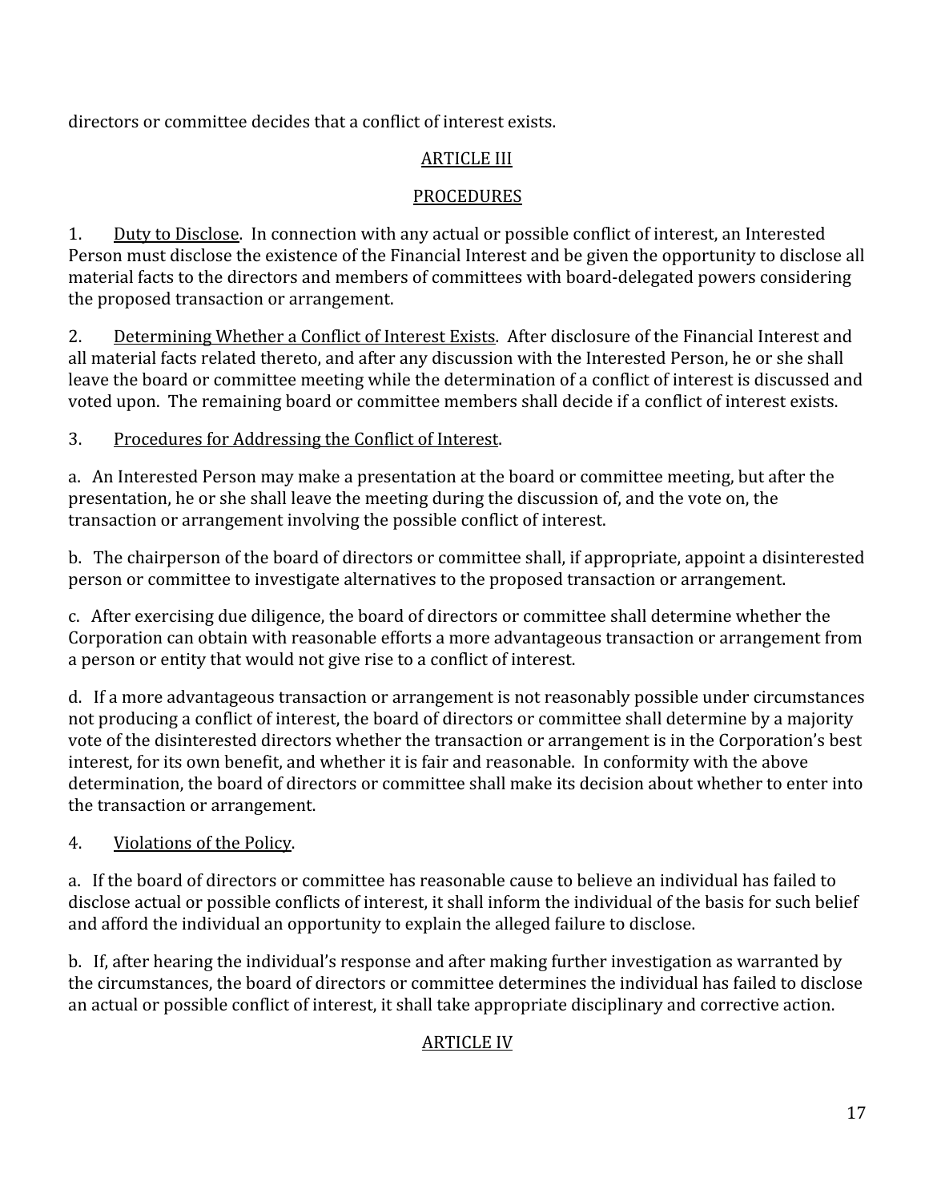directors or committee decides that a conflict of interest exists.

## ARTICLE III

## PROCEDURES

1. Duty to Disclose. In connection with any actual or possible conflict of interest, an Interested Person must disclose the existence of the Financial Interest and be given the opportunity to disclose all material facts to the directors and members of committees with board-delegated powers considering the proposed transaction or arrangement.

2. Determining Whether a Conflict of Interest Exists. After disclosure of the Financial Interest and all material facts related thereto, and after any discussion with the Interested Person, he or she shall leave the board or committee meeting while the determination of a conflict of interest is discussed and voted upon. The remaining board or committee members shall decide if a conflict of interest exists.

3. Procedures for Addressing the Conflict of Interest.

a. An Interested Person may make a presentation at the board or committee meeting, but after the presentation, he or she shall leave the meeting during the discussion of, and the vote on, the transaction or arrangement involving the possible conflict of interest.

b. The chairperson of the board of directors or committee shall, if appropriate, appoint a disinterested person or committee to investigate alternatives to the proposed transaction or arrangement.

c. After exercising due diligence, the board of directors or committee shall determine whether the Corporation can obtain with reasonable efforts a more advantageous transaction or arrangement from a person or entity that would not give rise to a conflict of interest.

d. If a more advantageous transaction or arrangement is not reasonably possible under circumstances not producing a conflict of interest, the board of directors or committee shall determine by a majority vote of the disinterested directors whether the transaction or arrangement is in the Corporation's best interest, for its own benefit, and whether it is fair and reasonable. In conformity with the above determination, the board of directors or committee shall make its decision about whether to enter into the transaction or arrangement.

4. Violations of the Policy.

a. If the board of directors or committee has reasonable cause to believe an individual has failed to disclose actual or possible conflicts of interest, it shall inform the individual of the basis for such belief and afford the individual an opportunity to explain the alleged failure to disclose.

b. If, after hearing the individual's response and after making further investigation as warranted by the circumstances, the board of directors or committee determines the individual has failed to disclose an actual or possible conflict of interest, it shall take appropriate disciplinary and corrective action.

## ARTICLE IV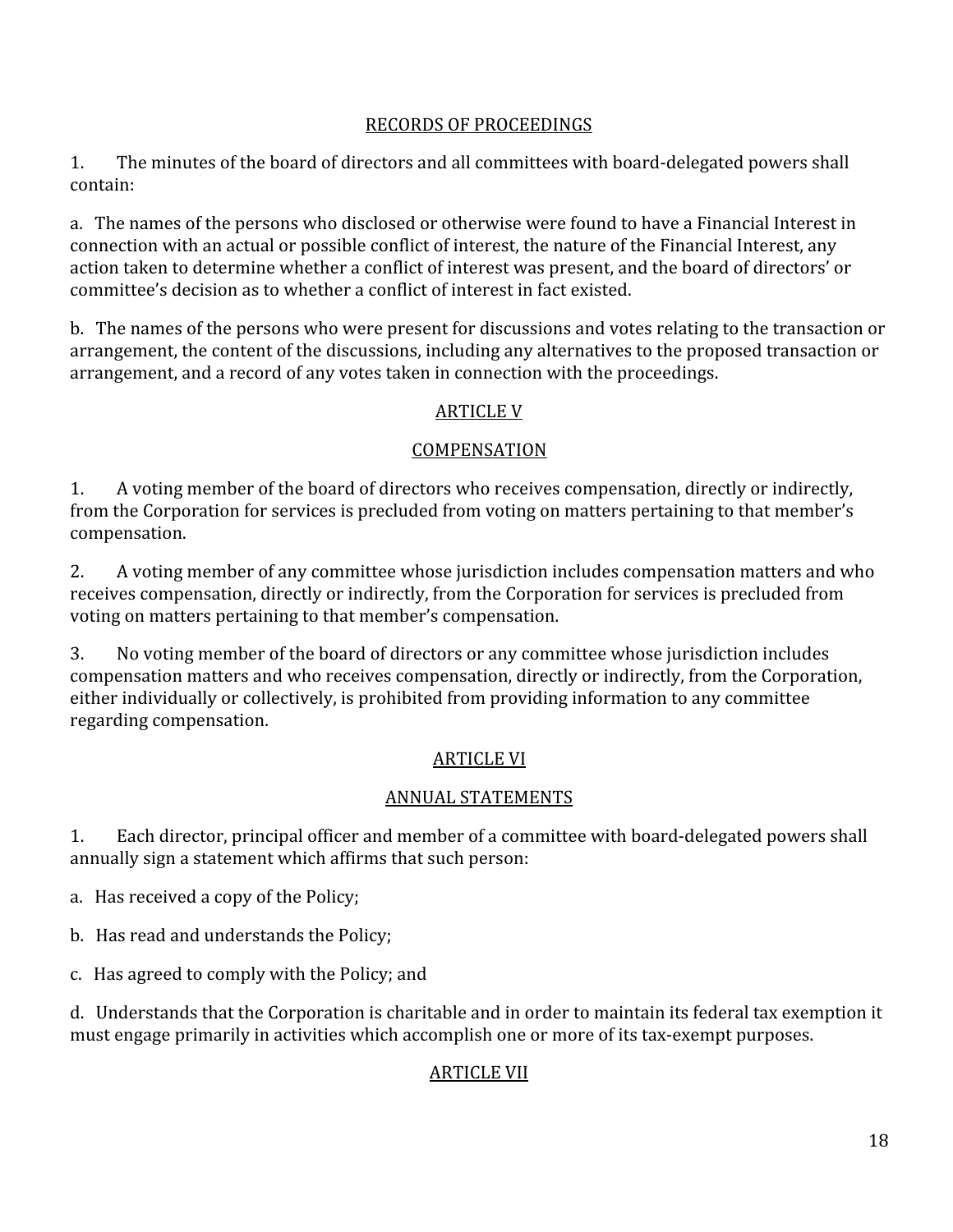## RECORDS OF PROCEEDINGS

1. The minutes of the board of directors and all committees with board-delegated powers shall contain:

a. The names of the persons who disclosed or otherwise were found to have a Financial Interest in connection with an actual or possible conflict of interest, the nature of the Financial Interest, any action taken to determine whether a conflict of interest was present, and the board of directors' or committee's decision as to whether a conflict of interest in fact existed.

b. The names of the persons who were present for discussions and votes relating to the transaction or arrangement, the content of the discussions, including any alternatives to the proposed transaction or arrangement, and a record of any votes taken in connection with the proceedings.

## ARTICLE V

## COMPENSATION

1. A voting member of the board of directors who receives compensation, directly or indirectly, from the Corporation for services is precluded from voting on matters pertaining to that member's compensation.

2. A voting member of any committee whose jurisdiction includes compensation matters and who receives compensation, directly or indirectly, from the Corporation for services is precluded from voting on matters pertaining to that member's compensation.

3. No voting member of the board of directors or any committee whose jurisdiction includes compensation matters and who receives compensation, directly or indirectly, from the Corporation, either individually or collectively, is prohibited from providing information to any committee regarding compensation.

## ARTICLE VI

## ANNUAL STATEMENTS

1. Each director, principal officer and member of a committee with board-delegated powers shall annually sign a statement which affirms that such person:

a. Has received a copy of the Policy;

b. Has read and understands the Policy;

c. Has agreed to comply with the Policy; and

d. Understands that the Corporation is charitable and in order to maintain its federal tax exemption it must engage primarily in activities which accomplish one or more of its tax-exempt purposes.

## ARTICLE VII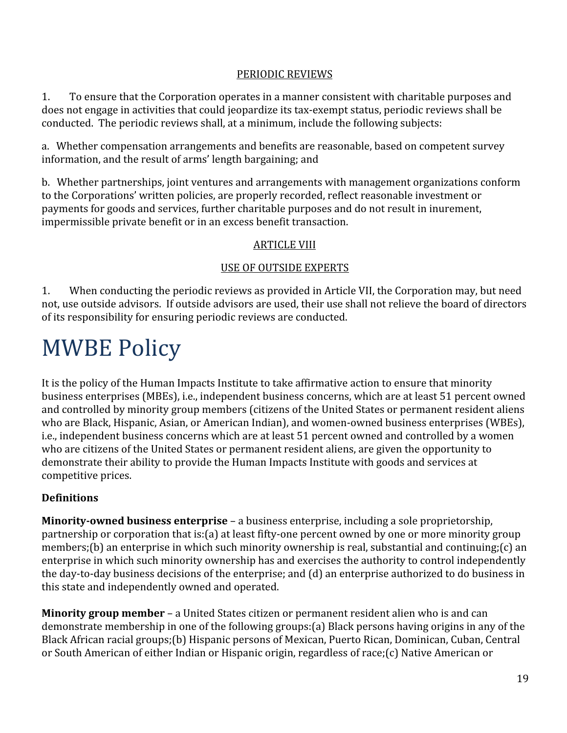PERIODIC REVIEWS

1. To ensure that the Corporation operates in a manner consistent with charitable purposes and does not engage in activities that could jeopardize its tax-exempt status, periodic reviews shall be conducted. The periodic reviews shall, at a minimum, include the following subjects:

a. Whether compensation arrangements and benefits are reasonable, based on competent survey information, and the result of arms' length bargaining; and

b. Whether partnerships, joint ventures and arrangements with management organizations conform to the Corporations' written policies, are properly recorded, reflect reasonable investment or payments for goods and services, further charitable purposes and do not result in inurement, impermissible private benefit or in an excess benefit transaction.

ARTICLE VIII

USE OF OUTSIDE EXPERTS

1. When conducting the periodic reviews as provided in Article VII, the Corporation may, but need not, use outside advisors. If outside advisors are used, their use shall not relieve the board of directors of its responsibility for ensuring periodic reviews are conducted.

# MWBE Policy

It is the policy of the Human Impacts Institute to take affirmative action to ensure that minority business enterprises (MBEs), i.e., independent business concerns, which are at least 51 percent owned and controlled by minority group members (citizens of the United States or permanent resident aliens who are Black, Hispanic, Asian, or American Indian), and women-owned business enterprises (WBEs), i.e., independent business concerns which are at least 51 percent owned and controlled by a women who are citizens of the United States or permanent resident aliens, are given the opportunity to demonstrate their ability to provide the Human Impacts Institute with goods and services at competitive prices.

**Definitions**

**Minority-owned business enterprise** – a business enterprise, including a sole proprietorship, partnership or corporation that is:(a) at least fifty-one percent owned by one or more minority group members;(b) an enterprise in which such minority ownership is real, substantial and continuing;(c) an enterprise in which such minority ownership has and exercises the authority to control independently the day-to-day business decisions of the enterprise; and (d) an enterprise authorized to do business in this state and independently owned and operated.

**Minority group member** – a United States citizen or permanent resident alien who is and can demonstrate membership in one of the following groups:(a) Black persons having origins in any of the Black African racial groups;(b) Hispanic persons of Mexican, Puerto Rican, Dominican, Cuban, Central or South American of either Indian or Hispanic origin, regardless of race;(c) Native American or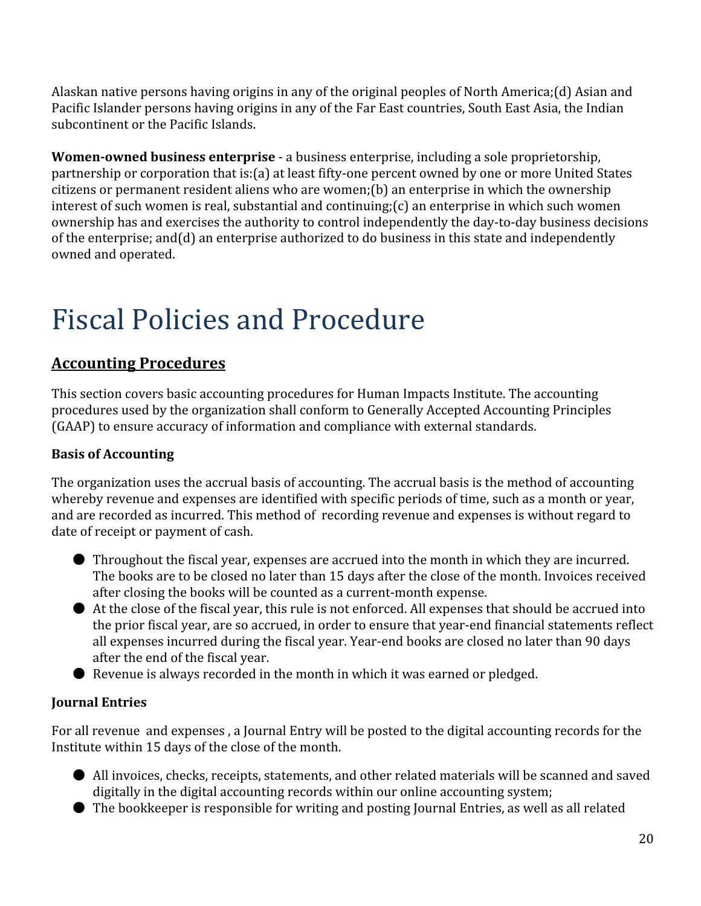Alaskan native persons having origins in any of the original peoples of North America;(d) Asian and Pacific Islander persons having origins in any of the Far East countries, South East Asia, the Indian subcontinent or the Pacific Islands.

**Women-owned business enterprise** - a business enterprise, including a sole proprietorship, partnership or corporation that is:(a) at least fifty-one percent owned by one or more United States citizens or permanent resident aliens who are women;(b) an enterprise in which the ownership interest of such women is real, substantial and continuing;(c) an enterprise in which such women ownership has and exercises the authority to control independently the day-to-day business decisions of the enterprise; and(d) an enterprise authorized to do business in this state and independently owned and operated.

# Fiscal Policies and Procedure

## Accounting Procedures

This section covers basic accounting procedures for Human Impacts Institute. The accounting procedures used by the organization shall conform to Generally Accepted Accounting Principles (GAAP) to ensure accuracy of information and compliance with external standards.

### Basis of Accounting

The organization uses the accrual basis of accounting. The accrual basis is the method of accounting whereby revenue and expenses are identified with specific periods of time, such as a month or year, and are recorded as incurred. This method of recording revenue and expenses is without regard to date of receipt or payment of cash.

- Throughout the fiscal year, expenses are accrued into the month in which they are incurred. The books are to be closed no later than 15 days after the close of the month. Invoices received after closing the books will be counted as a current-month expense.
- At the close of the fiscal year, this rule is not enforced. All expenses that should be accrued into the prior fiscal year, are so accrued, in order to ensure that year-end financial statements reflect all expenses incurred during the fiscal year. Year-end books are closed no later than 90 days after the end of the fiscal year.
- Revenue is always recorded in the month in which it was earned or pledged.

### Journal Entries

For all revenue and expenses , a Journal Entry will be posted to the digital accounting records for the Institute within 15 days of the close of the month.

- All invoices, checks, receipts, statements, and other related materials will be scanned and saved digitally in the digital accounting records within our online accounting system;
- The bookkeeper is responsible for writing and posting Journal Entries, as well as all related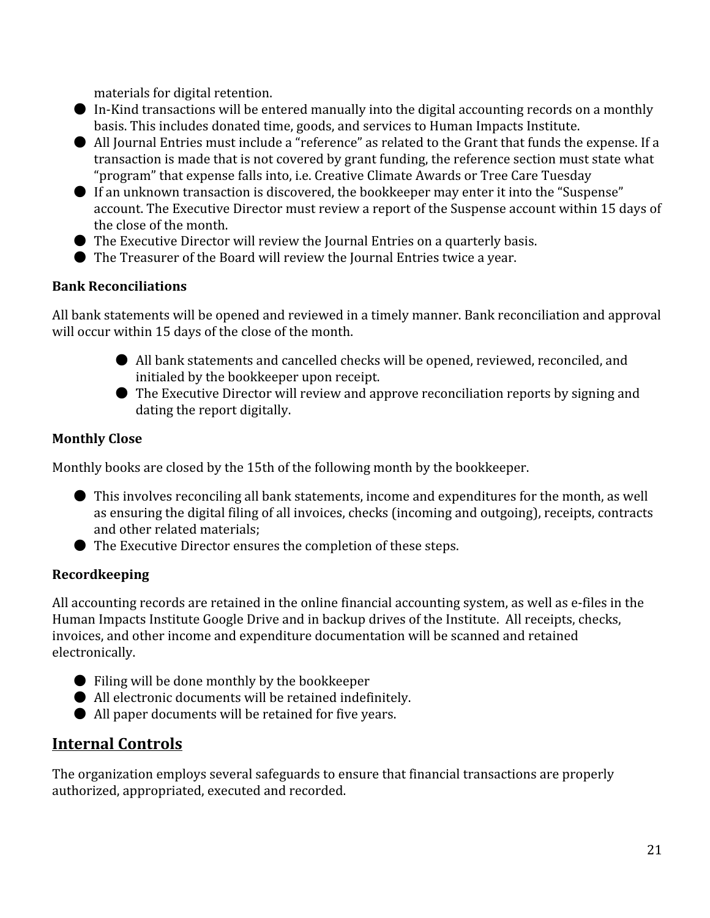materials for digital retention.

- In-Kind transactions will be entered manually into the digital accounting records on a monthly basis. This includes donated time, goods, and services to Human Impacts Institute.
- All Journal Entries must include a "reference" as related to the Grant that funds the expense. If a transaction is made that is not covered by grant funding, the reference section must state what "program" that expense falls into, i.e. Creative Climate Awards or Tree Care Tuesday
- If an unknown transaction is discovered, the bookkeeper may enter it into the "Suspense" account. The Executive Director must review a report of the Suspense account within 15 days of the close of the month.
- The Executive Director will review the Journal Entries on a quarterly basis.
- The Treasurer of the Board will review the Journal Entries twice a year.

**Bank Reconciliations**

All bank statements will be opened and reviewed in a timely manner. Bank reconciliation and approval will occur within 15 days of the close of the month.

- All bank statements and cancelled checks will be opened, reviewed, reconciled, and initialed by the bookkeeper upon receipt.
- The Executive Director will review and approve reconciliation reports by signing and dating the report digitally.

**Monthly Close**

Monthly books are closed by the 15th of the following month by the bookkeeper.

- This involves reconciling all bank statements, income and expenditures for the month, as well as ensuring the digital filing of all invoices, checks (incoming and outgoing), receipts, contracts and other related materials;
- The Executive Director ensures the completion of these steps.

**Recordkeeping**

All accounting records are retained in the online financial accounting system, as well as e-files in the Human Impacts Institute Google Drive and in backup drives of the Institute. All receipts, checks, invoices, and other income and expenditure documentation will be scanned and retained electronically.

- Filing will be done monthly by the bookkeeper
- All electronic documents will be retained indefinitely.
- All paper documents will be retained for five years.

## Internal Controls

The organization employs several safeguards to ensure that financial transactions are properly authorized, appropriated, executed and recorded.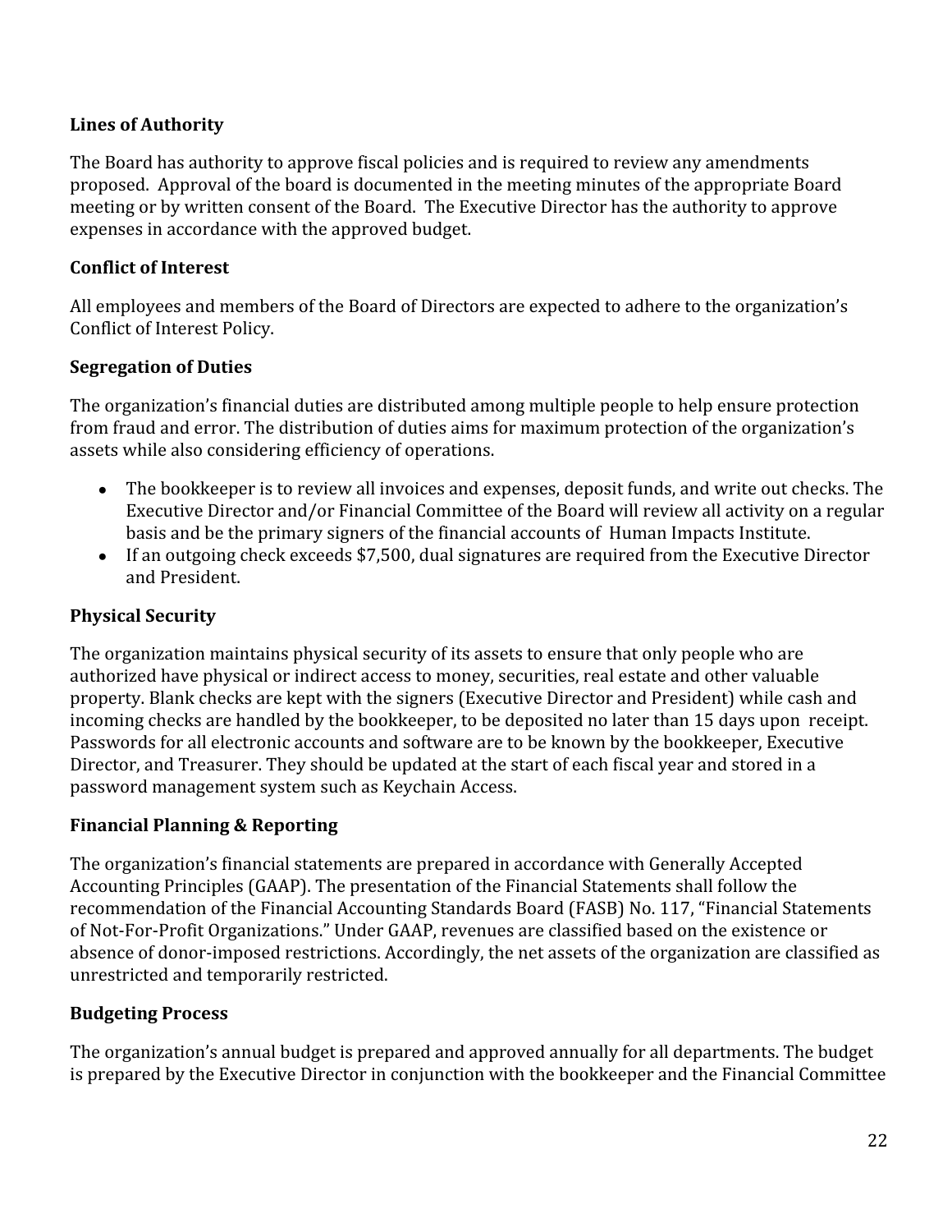**Lines of Authority**

The Board has authority to approve fiscal policies and is required to review any amendments proposed. Approval of the board is documented in the meeting minutes of the appropriate Board meeting or by written consent of the Board. The Executive Director has the authority to approve expenses in accordance with the approved budget.

**Conflict of Interest**

All employees and members of the Board of Directors are expected to adhere to the organization's Conflict of Interest Policy.

**Segregation of Duties**

The organization's financial duties are distributed among multiple people to help ensure protection from fraud and error. The distribution of duties aims for maximum protection of the organization's assets while also considering efficiency of operations.

- The bookkeeper is to review all invoices and expenses, deposit funds, and write out checks. The Executive Director and/or Financial Committee of the Board will review all activity on a regular basis and be the primary signers of the financial accounts of Human Impacts Institute.
- If an outgoing check exceeds $7,500, dual signatures are required from the Executive Director and President.

**Physical Security**

The organization maintains physical security of its assets to ensure that only people who are authorized have physical or indirect access to money, securities, real estate and other valuable property. Blank checks are kept with the signers (Executive Director and President) while cash and incoming checks are handled by the bookkeeper, to be deposited no later than 15 days upon receipt. Passwords for all electronic accounts and software are to be known by the bookkeeper, Executive Director, and Treasurer. They should be updated at the start of each fiscal year and stored in a password management system such as Keychain Access.

**Financial Planning & Reporting**

The organization's financial statements are prepared in accordance with Generally Accepted Accounting Principles (GAAP). The presentation of the Financial Statements shall follow the recommendation of the Financial Accounting Standards Board (FASB) No. 117, "Financial Statements of Not-For-Profit Organizations." Under GAAP, revenues are classified based on the existence or absence of donor-imposed restrictions. Accordingly, the net assets of the organization are classified as unrestricted and temporarily restricted.

**Budgeting Process**

The organization's annual budget is prepared and approved annually for all departments. The budget is prepared by the Executive Director in conjunction with the bookkeeper and the Financial Committee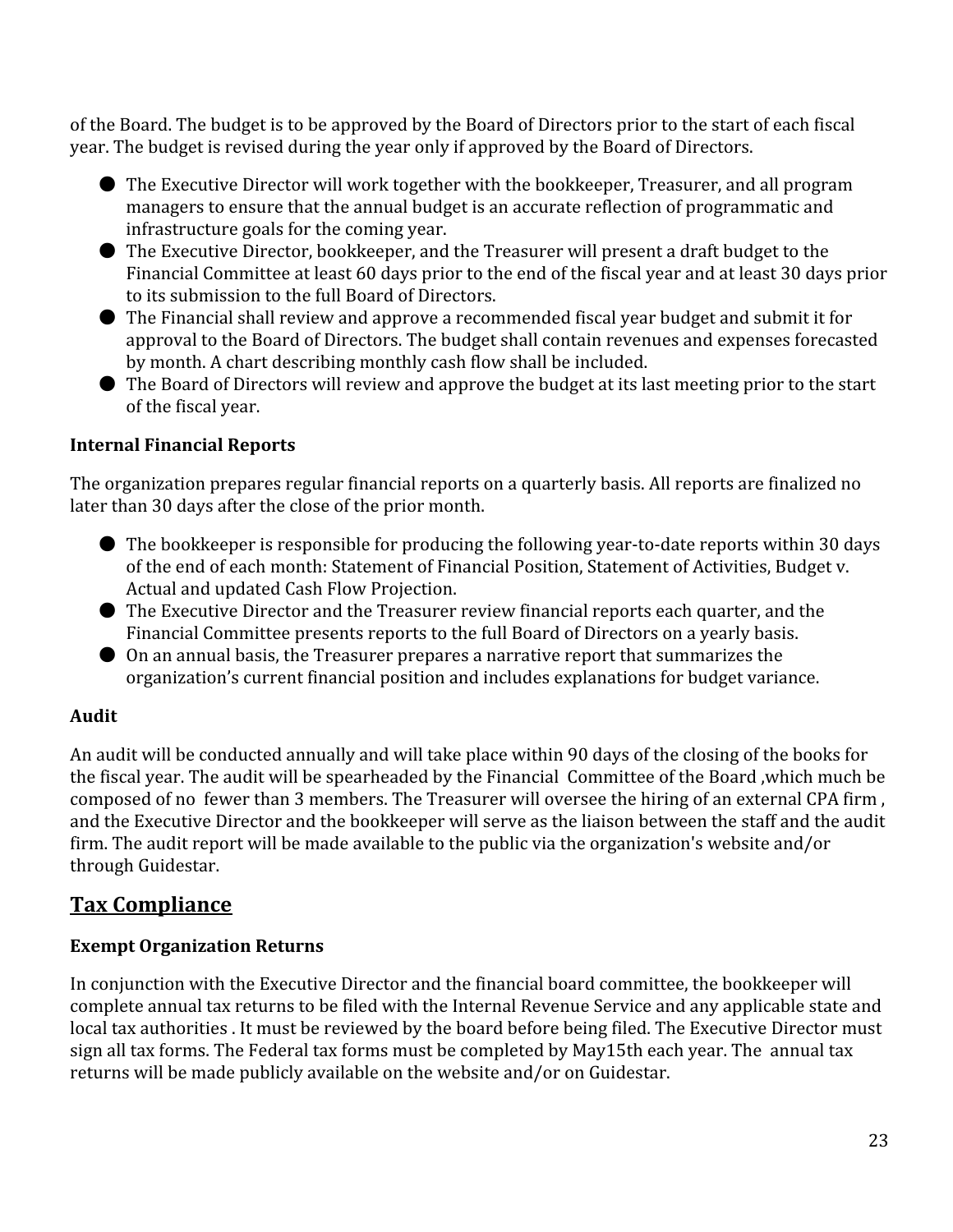of the Board. The budget is to be approved by the Board of Directors prior to the start of each fiscal year. The budget is revised during the year only if approved by the Board of Directors.

- The Executive Director will work together with the bookkeeper, Treasurer, and all program managers to ensure that the annual budget is an accurate reflection of programmatic and infrastructure goals for the coming year.
- The Executive Director, bookkeeper, and the Treasurer will present a draft budget to the Financial Committee at least 60 days prior to the end of the fiscal year and at least 30 days prior to its submission to the full Board of Directors.
- The Financial shall review and approve a recommended fiscal year budget and submit it for approval to the Board of Directors. The budget shall contain revenues and expenses forecasted by month. A chart describing monthly cash flow shall be included.
- The Board of Directors will review and approve the budget at its last meeting prior to the start of the fiscal year.

### Internal Financial Reports

The organization prepares regular financial reports on a quarterly basis. All reports are finalized no later than 30 days after the close of the prior month.

- The bookkeeper is responsible for producing the following year-to-date reports within 30 days of the end of each month: Statement of Financial Position, Statement of Activities, Budget v. Actual and updated Cash Flow Projection.
- The Executive Director and the Treasurer review financial reports each quarter, and the Financial Committee presents reports to the full Board of Directors on a yearly basis.
- On an annual basis, the Treasurer prepares a narrative report that summarizes the organization's current financial position and includes explanations for budget variance.

### Audit

An audit will be conducted annually and will take place within 90 days of the closing of the books for the fiscal year. The audit will be spearheaded by the Financial Committee of the Board ,which much be composed of no fewer than 3 members. The Treasurer will oversee the hiring of an external CPA firm , and the Executive Director and the bookkeeper will serve as the liaison between the staff and the audit firm. The audit report will be made available to the public via the organization's website and/or through Guidestar.

## Tax Compliance

### Exempt Organization Returns

In conjunction with the Executive Director and the financial board committee, the bookkeeper will complete annual tax returns to be filed with the Internal Revenue Service and any applicable state and local tax authorities . It must be reviewed by the board before being filed. The Executive Director must sign all tax forms. The Federal tax forms must be completed by May15th each year. The annual tax returns will be made publicly available on the website and/or on Guidestar.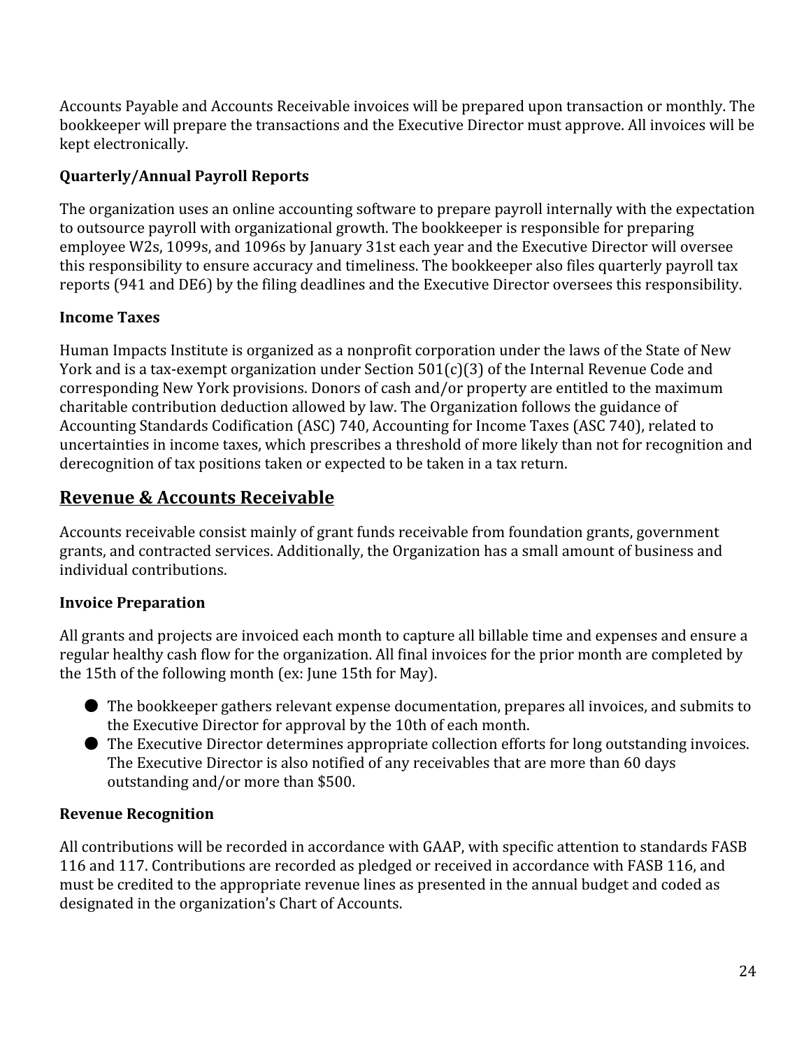Accounts Payable and Accounts Receivable invoices will be prepared upon transaction or monthly. The bookkeeper will prepare the transactions and the Executive Director must approve. All invoices will be kept electronically.

### Quarterly/Annual Payroll Reports

The organization uses an online accounting software to prepare payroll internally with the expectation to outsource payroll with organizational growth. The bookkeeper is responsible for preparing employee W2s, 1099s, and 1096s by January 31st each year and the Executive Director will oversee this responsibility to ensure accuracy and timeliness. The bookkeeper also files quarterly payroll tax reports (941 and DE6) by the filing deadlines and the Executive Director oversees this responsibility.

### Income Taxes

Human Impacts Institute is organized as a nonprofit corporation under the laws of the State of New York and is a tax-exempt organization under Section 501(c)(3) of the Internal Revenue Code and corresponding New York provisions. Donors of cash and/or property are entitled to the maximum charitable contribution deduction allowed by law. The Organization follows the guidance of Accounting Standards Codification (ASC) 740, Accounting for Income Taxes (ASC 740), related to uncertainties in income taxes, which prescribes a threshold of more likely than not for recognition and derecognition of tax positions taken or expected to be taken in a tax return.

## Revenue & Accounts Receivable

Accounts receivable consist mainly of grant funds receivable from foundation grants, government grants, and contracted services. Additionally, the Organization has a small amount of business and individual contributions.

### Invoice Preparation

All grants and projects are invoiced each month to capture all billable time and expenses and ensure a regular healthy cash flow for the organization. All final invoices for the prior month are completed by the 15th of the following month (ex: June 15th for May).

- The bookkeeper gathers relevant expense documentation, prepares all invoices, and submits to the Executive Director for approval by the 10th of each month.
- The Executive Director determines appropriate collection efforts for long outstanding invoices. The Executive Director is also notified of any receivables that are more than 60 days outstanding and/or more than $500.

### Revenue Recognition

All contributions will be recorded in accordance with GAAP, with specific attention to standards FASB 116 and 117. Contributions are recorded as pledged or received in accordance with FASB 116, and must be credited to the appropriate revenue lines as presented in the annual budget and coded as designated in the organization's Chart of Accounts.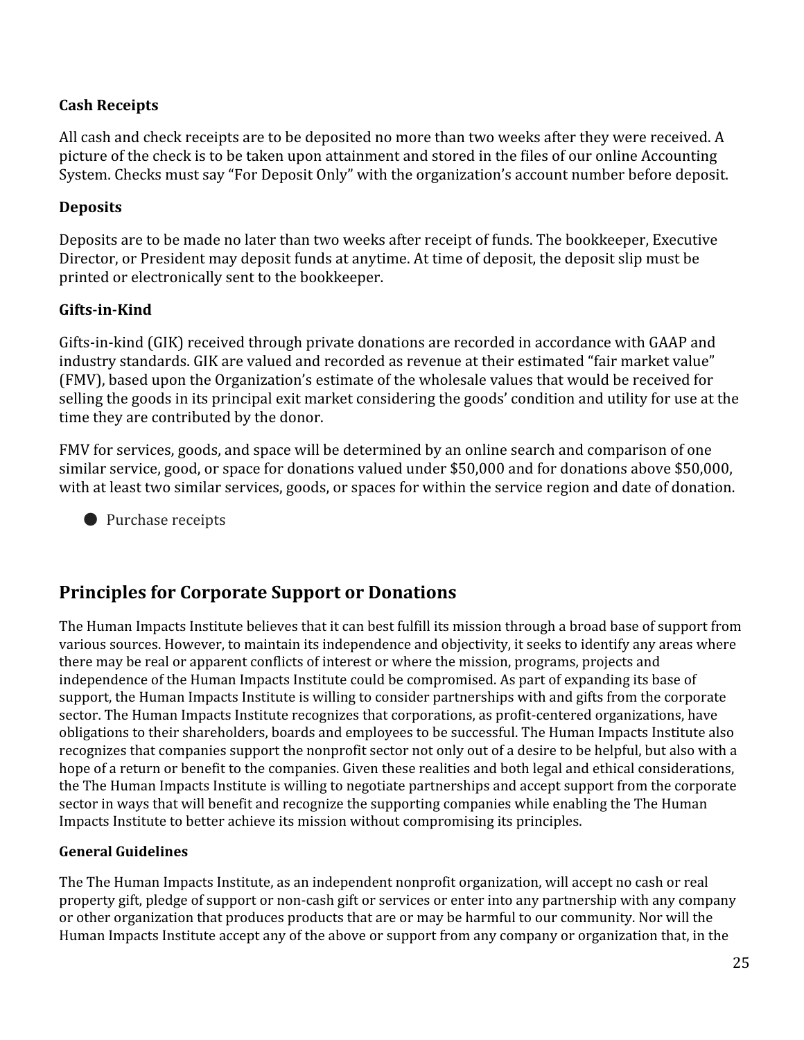**Cash Receipts**

All cash and check receipts are to be deposited no more than two weeks after they were received. A picture of the check is to be taken upon attainment and stored in the files of our online Accounting System. Checks must say "For Deposit Only" with the organization's account number before deposit.

**Deposits**

Deposits are to be made no later than two weeks after receipt of funds. The bookkeeper, Executive Director, or President may deposit funds at anytime. At time of deposit, the deposit slip must be printed or electronically sent to the bookkeeper.

**Gifts-in-Kind**

Gifts-in-kind (GIK) received through private donations are recorded in accordance with GAAP and industry standards. GIK are valued and recorded as revenue at their estimated "fair market value" (FMV), based upon the Organization's estimate of the wholesale values that would be received for selling the goods in its principal exit market considering the goods' condition and utility for use at the time they are contributed by the donor.

FMV for services, goods, and space will be determined by an online search and comparison of one similar service, good, or space for donations valued under $50,000 and for donations above $50,000, with at least two similar services, goods, or spaces for within the service region and date of donation.

- Purchase receipts

## Principles for Corporate Support or Donations

The Human Impacts Institute believes that it can best fulfill its mission through a broad base of support from various sources. However, to maintain its independence and objectivity, it seeks to identify any areas where there may be real or apparent conflicts of interest or where the mission, programs, projects and independence of the Human Impacts Institute could be compromised. As part of expanding its base of support, the Human Impacts Institute is willing to consider partnerships with and gifts from the corporate sector. The Human Impacts Institute recognizes that corporations, as profit-centered organizations, have obligations to their shareholders, boards and employees to be successful. The Human Impacts Institute also recognizes that companies support the nonprofit sector not only out of a desire to be helpful, but also with a hope of a return or benefit to the companies. Given these realities and both legal and ethical considerations, the The Human Impacts Institute is willing to negotiate partnerships and accept support from the corporate sector in ways that will benefit and recognize the supporting companies while enabling the The Human Impacts Institute to better achieve its mission without compromising its principles.

**General Guidelines**

The The Human Impacts Institute, as an independent nonprofit organization, will accept no cash or real property gift, pledge of support or non-cash gift or services or enter into any partnership with any company or other organization that produces products that are or may be harmful to our community. Nor will the Human Impacts Institute accept any of the above or support from any company or organization that, in the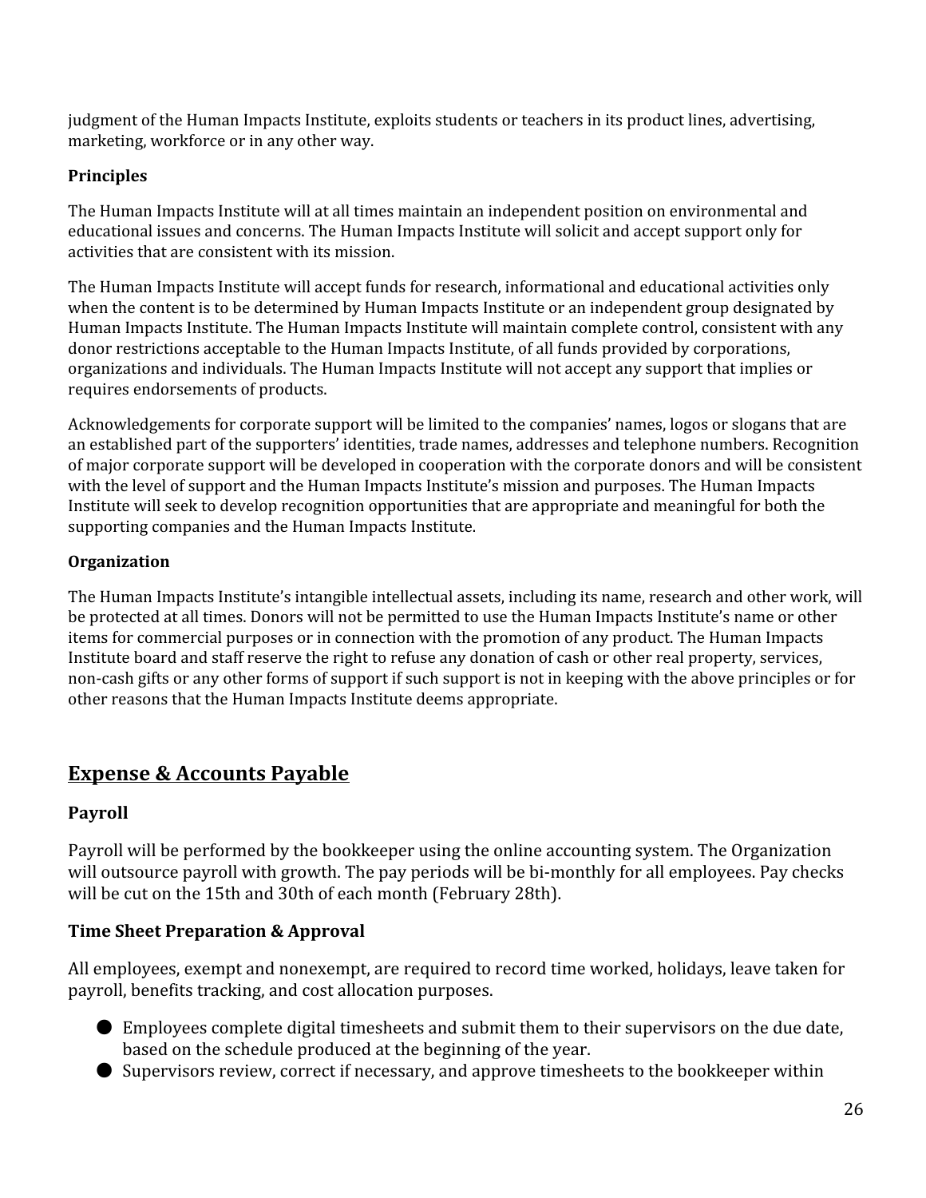judgment of the Human Impacts Institute, exploits students or teachers in its product lines, advertising, marketing, workforce or in any other way.

**Principles**

The Human Impacts Institute will at all times maintain an independent position on environmental and educational issues and concerns. The Human Impacts Institute will solicit and accept support only for activities that are consistent with its mission.

The Human Impacts Institute will accept funds for research, informational and educational activities only when the content is to be determined by Human Impacts Institute or an independent group designated by Human Impacts Institute. The Human Impacts Institute will maintain complete control, consistent with any donor restrictions acceptable to the Human Impacts Institute, of all funds provided by corporations, organizations and individuals. The Human Impacts Institute will not accept any support that implies or requires endorsements of products.

Acknowledgements for corporate support will be limited to the companies' names, logos or slogans that are an established part of the supporters' identities, trade names, addresses and telephone numbers. Recognition of major corporate support will be developed in cooperation with the corporate donors and will be consistent with the level of support and the Human Impacts Institute's mission and purposes. The Human Impacts Institute will seek to develop recognition opportunities that are appropriate and meaningful for both the supporting companies and the Human Impacts Institute.

**Organization**

The Human Impacts Institute's intangible intellectual assets, including its name, research and other work, will be protected at all times. Donors will not be permitted to use the Human Impacts Institute's name or other items for commercial purposes or in connection with the promotion of any product. The Human Impacts Institute board and staff reserve the right to refuse any donation of cash or other real property, services, non-cash gifts or any other forms of support if such support is not in keeping with the above principles or for other reasons that the Human Impacts Institute deems appropriate.

## Expense & Accounts Payable

### Payroll

Payroll will be performed by the bookkeeper using the online accounting system. The Organization will outsource payroll with growth. The pay periods will be bi-monthly for all employees. Pay checks will be cut on the 15th and 30th of each month (February 28th).

### Time Sheet Preparation & Approval

All employees, exempt and nonexempt, are required to record time worked, holidays, leave taken for payroll, benefits tracking, and cost allocation purposes.

- Employees complete digital timesheets and submit them to their supervisors on the due date, based on the schedule produced at the beginning of the year.
- Supervisors review, correct if necessary, and approve timesheets to the bookkeeper within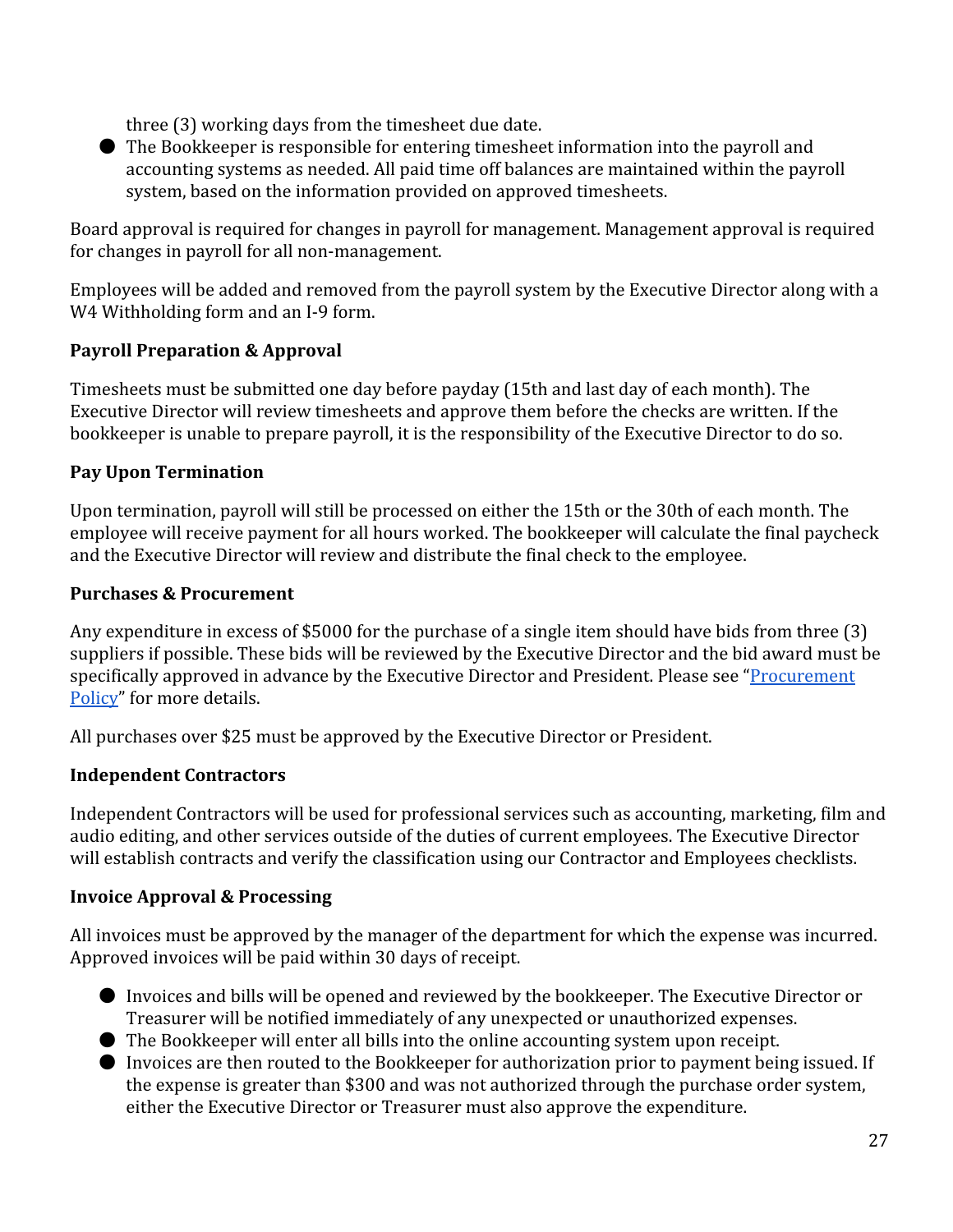three (3) working days from the timesheet due date.

- The Bookkeeper is responsible for entering timesheet information into the payroll and accounting systems as needed. All paid time off balances are maintained within the payroll system, based on the information provided on approved timesheets.

Board approval is required for changes in payroll for management. Management approval is required for changes in payroll for all non-management.

Employees will be added and removed from the payroll system by the Executive Director along with a W4 Withholding form and an I-9 form.

**Payroll Preparation & Approval**

Timesheets must be submitted one day before payday (15th and last day of each month). The Executive Director will review timesheets and approve them before the checks are written. If the bookkeeper is unable to prepare payroll, it is the responsibility of the Executive Director to do so.

**Pay Upon Termination**

Upon termination, payroll will still be processed on either the 15th or the 30th of each month. The employee will receive payment for all hours worked. The bookkeeper will calculate the final paycheck and the Executive Director will review and distribute the final check to the employee.

**Purchases & Procurement**

Any expenditure in excess of $5000 for the purchase of a single item should have bids from three (3) suppliers if possible. These bids will be reviewed by the Executive Director and the bid award must be specifically approved in advance by the Executive Director and President. Please see "Procurement Policy" for more details.

All purchases over $25 must be approved by the Executive Director or President.

**Independent Contractors**

Independent Contractors will be used for professional services such as accounting, marketing, film and audio editing, and other services outside of the duties of current employees. The Executive Director will establish contracts and verify the classification using our Contractor and Employees checklists.

**Invoice Approval & Processing**

All invoices must be approved by the manager of the department for which the expense was incurred. Approved invoices will be paid within 30 days of receipt.

- Invoices and bills will be opened and reviewed by the bookkeeper. The Executive Director or Treasurer will be notified immediately of any unexpected or unauthorized expenses.
- The Bookkeeper will enter all bills into the online accounting system upon receipt.
- Invoices are then routed to the Bookkeeper for authorization prior to payment being issued. If the expense is greater than $300 and was not authorized through the purchase order system, either the Executive Director or Treasurer must also approve the expenditure.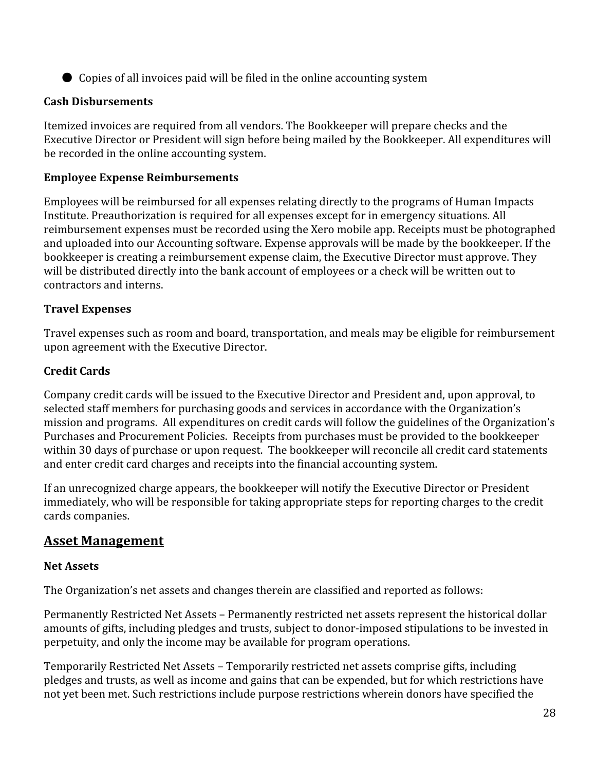- Copies of all invoices paid will be filed in the online accounting system

**Cash Disbursements**

Itemized invoices are required from all vendors. The Bookkeeper will prepare checks and the Executive Director or President will sign before being mailed by the Bookkeeper. All expenditures will be recorded in the online accounting system.

**Employee Expense Reimbursements**

Employees will be reimbursed for all expenses relating directly to the programs of Human Impacts Institute. Preauthorization is required for all expenses except for in emergency situations. All reimbursement expenses must be recorded using the Xero mobile app. Receipts must be photographed and uploaded into our Accounting software. Expense approvals will be made by the bookkeeper. If the bookkeeper is creating a reimbursement expense claim, the Executive Director must approve. They will be distributed directly into the bank account of employees or a check will be written out to contractors and interns.

**Travel Expenses**

Travel expenses such as room and board, transportation, and meals may be eligible for reimbursement upon agreement with the Executive Director.

**Credit Cards**

Company credit cards will be issued to the Executive Director and President and, upon approval, to selected staff members for purchasing goods and services in accordance with the Organization's mission and programs. All expenditures on credit cards will follow the guidelines of the Organization's Purchases and Procurement Policies. Receipts from purchases must be provided to the bookkeeper within 30 days of purchase or upon request. The bookkeeper will reconcile all credit card statements and enter credit card charges and receipts into the financial accounting system.

If an unrecognized charge appears, the bookkeeper will notify the Executive Director or President immediately, who will be responsible for taking appropriate steps for reporting charges to the credit cards companies.

## Asset Management

**Net Assets**

The Organization's net assets and changes therein are classified and reported as follows:

Permanently Restricted Net Assets – Permanently restricted net assets represent the historical dollar amounts of gifts, including pledges and trusts, subject to donor-imposed stipulations to be invested in perpetuity, and only the income may be available for program operations.

Temporarily Restricted Net Assets – Temporarily restricted net assets comprise gifts, including pledges and trusts, as well as income and gains that can be expended, but for which restrictions have not yet been met. Such restrictions include purpose restrictions wherein donors have specified the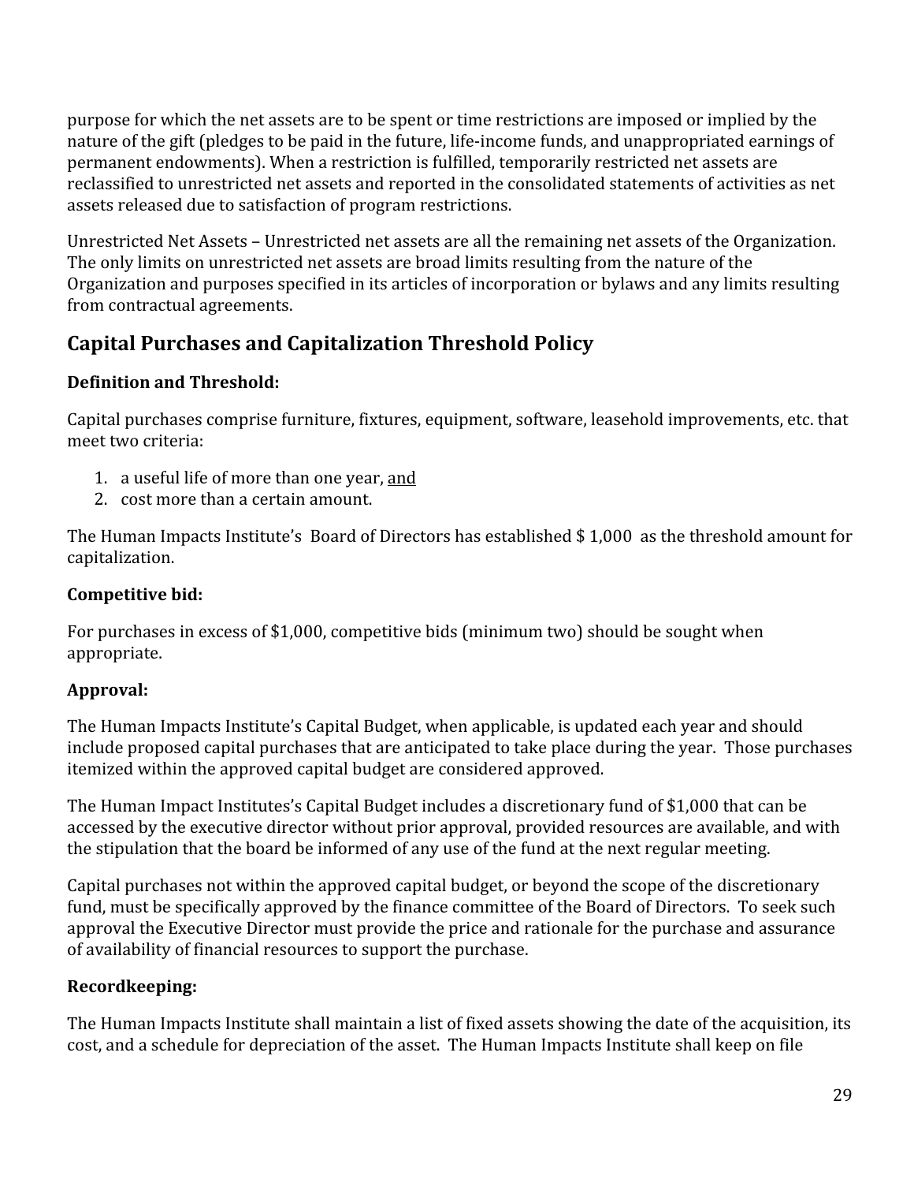purpose for which the net assets are to be spent or time restrictions are imposed or implied by the nature of the gift (pledges to be paid in the future, life-income funds, and unappropriated earnings of permanent endowments). When a restriction is fulfilled, temporarily restricted net assets are reclassified to unrestricted net assets and reported in the consolidated statements of activities as net assets released due to satisfaction of program restrictions.

Unrestricted Net Assets – Unrestricted net assets are all the remaining net assets of the Organization. The only limits on unrestricted net assets are broad limits resulting from the nature of the Organization and purposes specified in its articles of incorporation or bylaws and any limits resulting from contractual agreements.

## Capital Purchases and Capitalization Threshold Policy

### Definition and Threshold:

Capital purchases comprise furniture, fixtures, equipment, software, leasehold improvements, etc. that meet two criteria:

1. a useful life of more than one year, <u>and</u>
2. cost more than a certain amount.

The Human Impacts Institute's Board of Directors has established $ 1,000 as the threshold amount for capitalization.

### Competitive bid:

For purchases in excess of $1,000, competitive bids (minimum two) should be sought when appropriate.

### Approval:

The Human Impacts Institute's Capital Budget, when applicable, is updated each year and should include proposed capital purchases that are anticipated to take place during the year. Those purchases itemized within the approved capital budget are considered approved.

The Human Impact Institutes's Capital Budget includes a discretionary fund of $1,000 that can be accessed by the executive director without prior approval, provided resources are available, and with the stipulation that the board be informed of any use of the fund at the next regular meeting.

Capital purchases not within the approved capital budget, or beyond the scope of the discretionary fund, must be specifically approved by the finance committee of the Board of Directors. To seek such approval the Executive Director must provide the price and rationale for the purchase and assurance of availability of financial resources to support the purchase.

### Recordkeeping:

The Human Impacts Institute shall maintain a list of fixed assets showing the date of the acquisition, its cost, and a schedule for depreciation of the asset. The Human Impacts Institute shall keep on file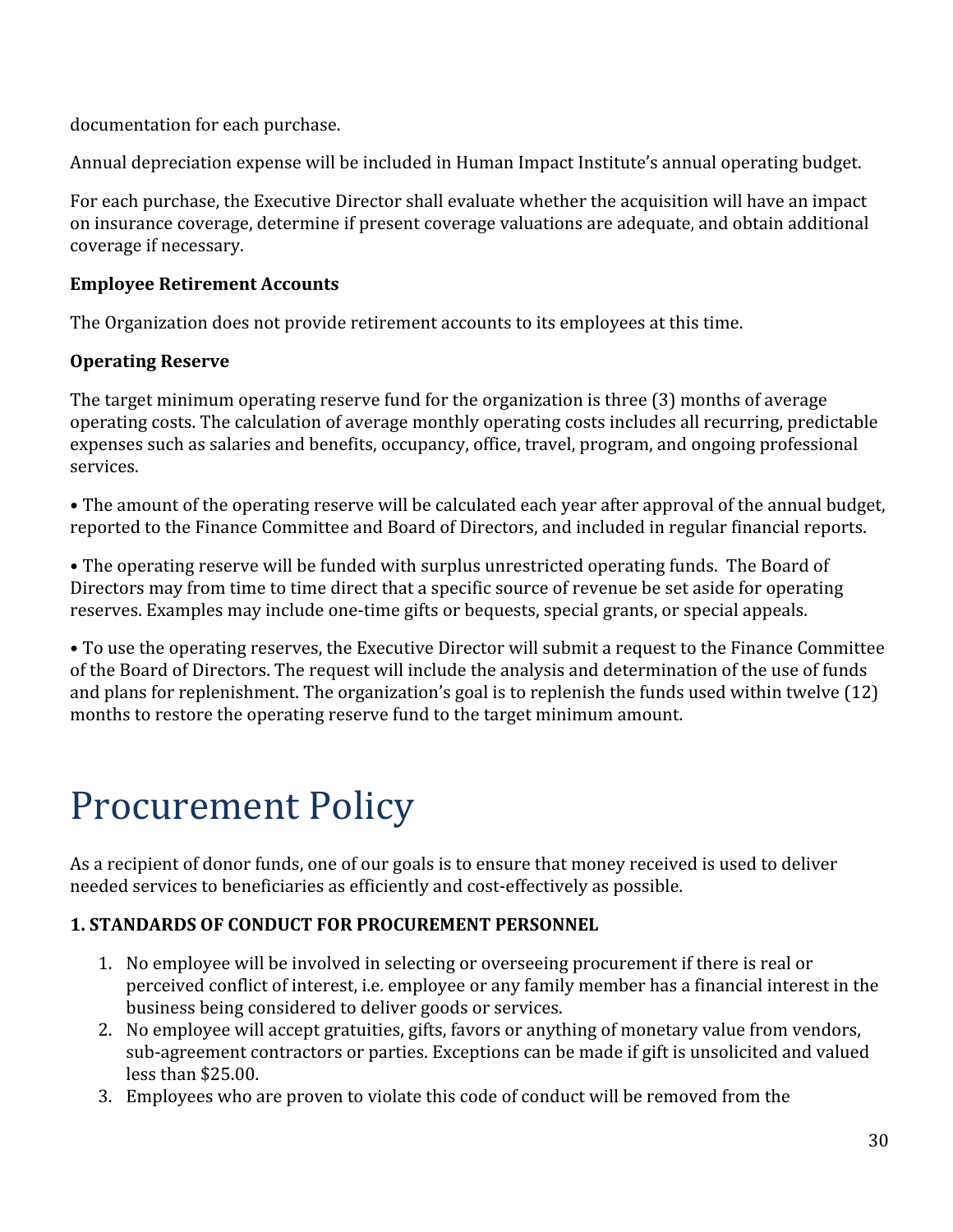documentation for each purchase.

Annual depreciation expense will be included in Human Impact Institute's annual operating budget.

For each purchase, the Executive Director shall evaluate whether the acquisition will have an impact on insurance coverage, determine if present coverage valuations are adequate, and obtain additional coverage if necessary.

**Employee Retirement Accounts**

The Organization does not provide retirement accounts to its employees at this time.

**Operating Reserve**

The target minimum operating reserve fund for the organization is three (3) months of average operating costs. The calculation of average monthly operating costs includes all recurring, predictable expenses such as salaries and benefits, occupancy, office, travel, program, and ongoing professional services.

• The amount of the operating reserve will be calculated each year after approval of the annual budget, reported to the Finance Committee and Board of Directors, and included in regular financial reports.

• The operating reserve will be funded with surplus unrestricted operating funds. The Board of Directors may from time to time direct that a specific source of revenue be set aside for operating reserves. Examples may include one-time gifts or bequests, special grants, or special appeals.

• To use the operating reserves, the Executive Director will submit a request to the Finance Committee of the Board of Directors. The request will include the analysis and determination of the use of funds and plans for replenishment. The organization's goal is to replenish the funds used within twelve (12) months to restore the operating reserve fund to the target minimum amount.

# Procurement Policy

As a recipient of donor funds, one of our goals is to ensure that money received is used to deliver needed services to beneficiaries as efficiently and cost-effectively as possible.

**1. STANDARDS OF CONDUCT FOR PROCUREMENT PERSONNEL**

1. No employee will be involved in selecting or overseeing procurement if there is real or perceived conflict of interest, i.e. employee or any family member has a financial interest in the business being considered to deliver goods or services.
2. No employee will accept gratuities, gifts, favors or anything of monetary value from vendors, sub-agreement contractors or parties. Exceptions can be made if gift is unsolicited and valued less than $25.00.
3. Employees who are proven to violate this code of conduct will be removed from the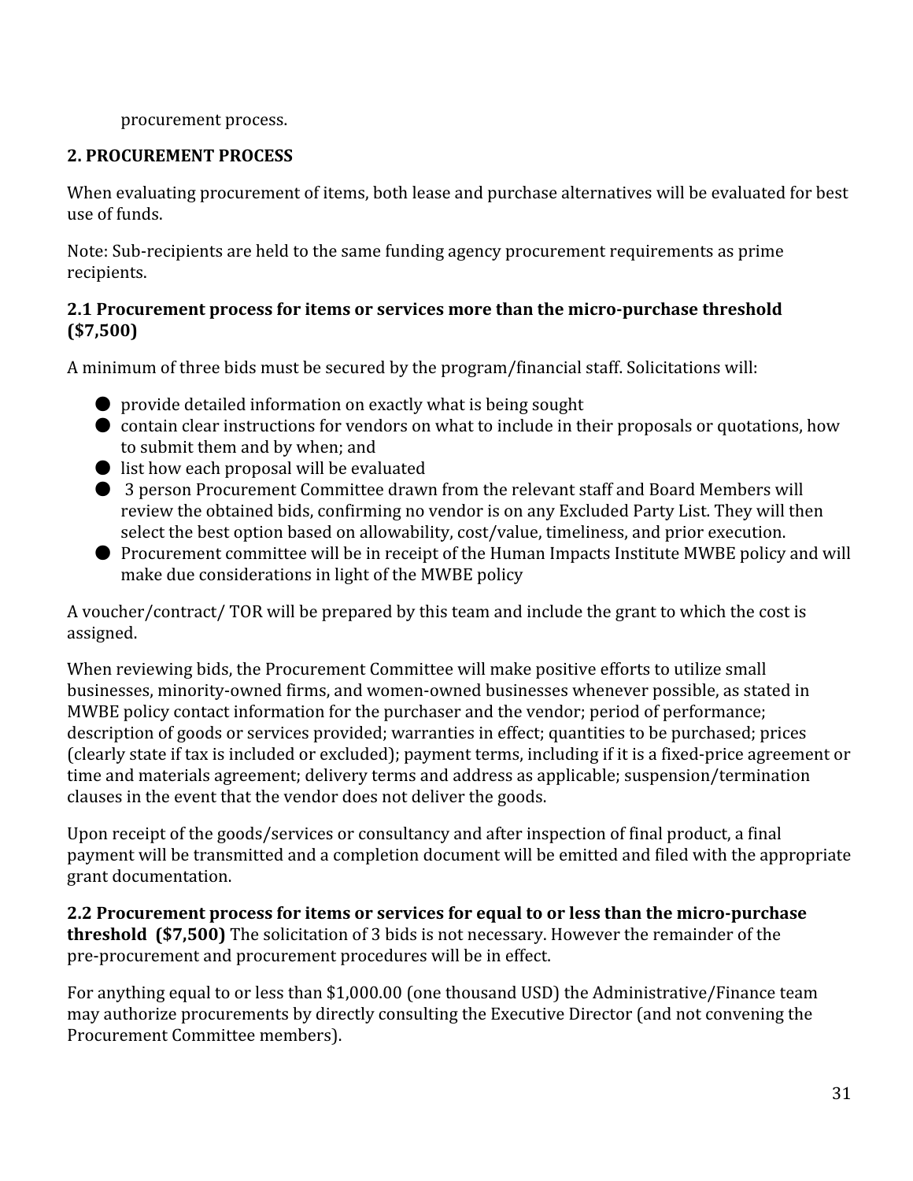procurement process.

## 2. PROCUREMENT PROCESS

When evaluating procurement of items, both lease and purchase alternatives will be evaluated for best use of funds.

Note: Sub-recipients are held to the same funding agency procurement requirements as prime recipients.

### 2.1 Procurement process for items or services more than the micro-purchase threshold ($7,500)

A minimum of three bids must be secured by the program/financial staff. Solicitations will:

- provide detailed information on exactly what is being sought
- contain clear instructions for vendors on what to include in their proposals or quotations, how to submit them and by when; and
- list how each proposal will be evaluated
- 3 person Procurement Committee drawn from the relevant staff and Board Members will review the obtained bids, confirming no vendor is on any Excluded Party List. They will then select the best option based on allowability, cost/value, timeliness, and prior execution.
- Procurement committee will be in receipt of the Human Impacts Institute MWBE policy and will make due considerations in light of the MWBE policy

A voucher/contract/ TOR will be prepared by this team and include the grant to which the cost is assigned.

When reviewing bids, the Procurement Committee will make positive efforts to utilize small businesses, minority-owned firms, and women-owned businesses whenever possible, as stated in MWBE policy contact information for the purchaser and the vendor; period of performance; description of goods or services provided; warranties in effect; quantities to be purchased; prices (clearly state if tax is included or excluded); payment terms, including if it is a fixed-price agreement or time and materials agreement; delivery terms and address as applicable; suspension/termination clauses in the event that the vendor does not deliver the goods.

Upon receipt of the goods/services or consultancy and after inspection of final product, a final payment will be transmitted and a completion document will be emitted and filed with the appropriate grant documentation.

**2.2 Procurement process for items or services for equal to or less than the micro-purchase threshold ($7,500)** The solicitation of 3 bids is not necessary. However the remainder of the pre-procurement and procurement procedures will be in effect.

For anything equal to or less than $1,000.00 (one thousand USD) the Administrative/Finance team may authorize procurements by directly consulting the Executive Director (and not convening the Procurement Committee members).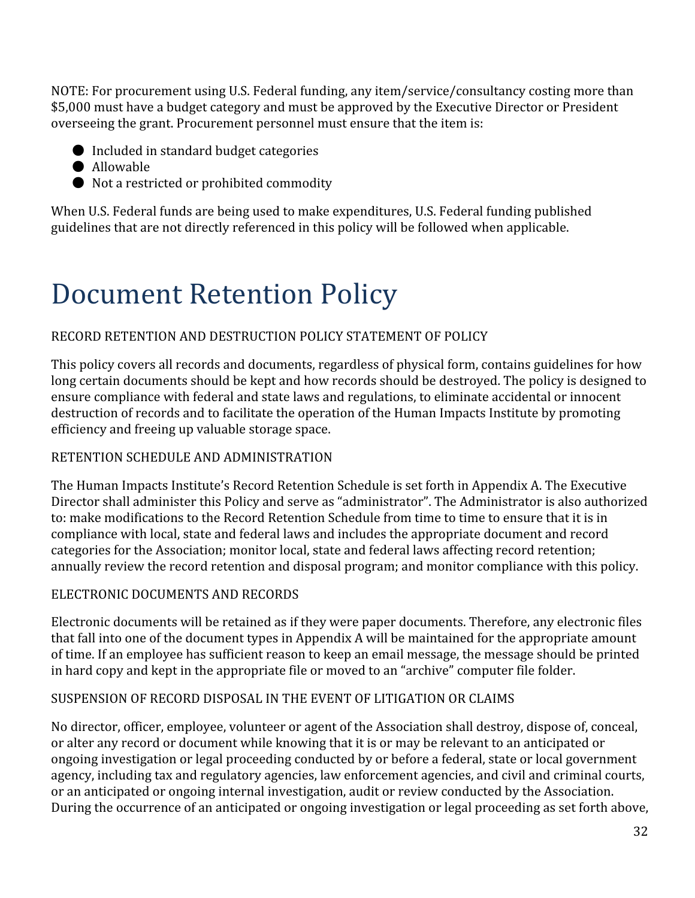NOTE: For procurement using U.S. Federal funding, any item/service/consultancy costing more than $5,000 must have a budget category and must be approved by the Executive Director or President overseeing the grant. Procurement personnel must ensure that the item is:

- Included in standard budget categories
- Allowable
- Not a restricted or prohibited commodity

When U.S. Federal funds are being used to make expenditures, U.S. Federal funding published guidelines that are not directly referenced in this policy will be followed when applicable.

# Document Retention Policy

RECORD RETENTION AND DESTRUCTION POLICY STATEMENT OF POLICY

This policy covers all records and documents, regardless of physical form, contains guidelines for how long certain documents should be kept and how records should be destroyed. The policy is designed to ensure compliance with federal and state laws and regulations, to eliminate accidental or innocent destruction of records and to facilitate the operation of the Human Impacts Institute by promoting efficiency and freeing up valuable storage space.

RETENTION SCHEDULE AND ADMINISTRATION

The Human Impacts Institute's Record Retention Schedule is set forth in Appendix A. The Executive Director shall administer this Policy and serve as "administrator". The Administrator is also authorized to: make modifications to the Record Retention Schedule from time to time to ensure that it is in compliance with local, state and federal laws and includes the appropriate document and record categories for the Association; monitor local, state and federal laws affecting record retention; annually review the record retention and disposal program; and monitor compliance with this policy.

ELECTRONIC DOCUMENTS AND RECORDS

Electronic documents will be retained as if they were paper documents. Therefore, any electronic files that fall into one of the document types in Appendix A will be maintained for the appropriate amount of time. If an employee has sufficient reason to keep an email message, the message should be printed in hard copy and kept in the appropriate file or moved to an "archive" computer file folder.

SUSPENSION OF RECORD DISPOSAL IN THE EVENT OF LITIGATION OR CLAIMS

No director, officer, employee, volunteer or agent of the Association shall destroy, dispose of, conceal, or alter any record or document while knowing that it is or may be relevant to an anticipated or ongoing investigation or legal proceeding conducted by or before a federal, state or local government agency, including tax and regulatory agencies, law enforcement agencies, and civil and criminal courts, or an anticipated or ongoing internal investigation, audit or review conducted by the Association. During the occurrence of an anticipated or ongoing investigation or legal proceeding as set forth above,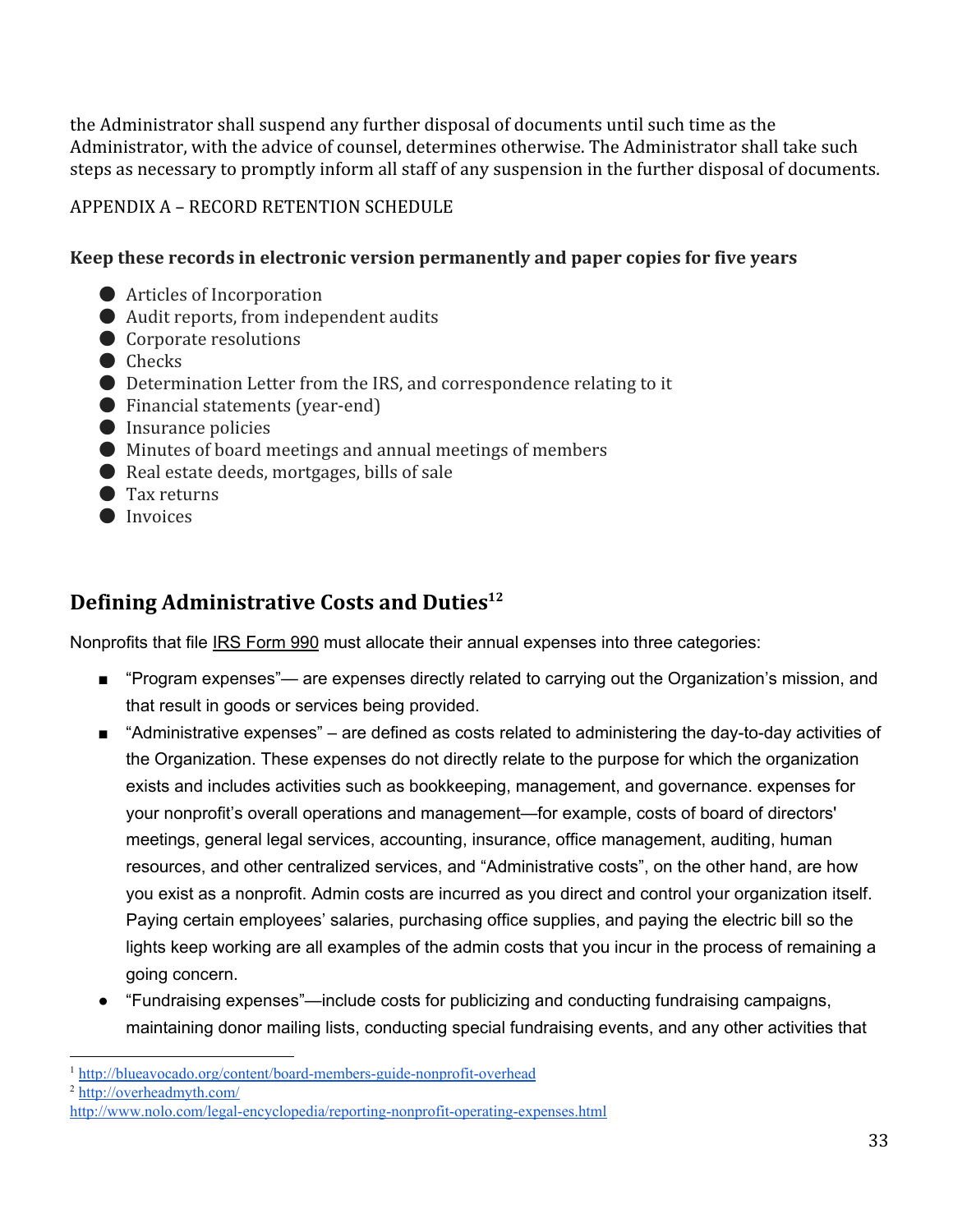the Administrator shall suspend any further disposal of documents until such time as the Administrator, with the advice of counsel, determines otherwise. The Administrator shall take such steps as necessary to promptly inform all staff of any suspension in the further disposal of documents.

APPENDIX A – RECORD RETENTION SCHEDULE

**Keep these records in electronic version permanently and paper copies for five years**

- Articles of Incorporation
- Audit reports, from independent audits
- Corporate resolutions
- Checks
- Determination Letter from the IRS, and correspondence relating to it
- Financial statements (year-end)
- Insurance policies
- Minutes of board meetings and annual meetings of members
- Real estate deeds, mortgages, bills of sale
- Tax returns
- Invoices

## Defining Administrative Costs and Duties[1][2]

Nonprofits that file IRS Form 990 must allocate their annual expenses into three categories:

- "Program expenses"— are expenses directly related to carrying out the Organization's mission, and that result in goods or services being provided.
- "Administrative expenses" – are defined as costs related to administering the day-to-day activities of the Organization. These expenses do not directly relate to the purpose for which the organization exists and includes activities such as bookkeeping, management, and governance. expenses for your nonprofit's overall operations and management—for example, costs of board of directors' meetings, general legal services, accounting, insurance, office management, auditing, human resources, and other centralized services, and "Administrative costs", on the other hand, are how you exist as a nonprofit. Admin costs are incurred as you direct and control your organization itself. Paying certain employees' salaries, purchasing office supplies, and paying the electric bill so the lights keep working are all examples of the admin costs that you incur in the process of remaining a going concern.
- "Fundraising expenses"—include costs for publicizing and conducting fundraising campaigns, maintaining donor mailing lists, conducting special fundraising events, and any other activities that

---

[1] http://blueavocado.org/content/board-members-guide-nonprofit-overhead

[2] http://overheadmyth.com/
http://www.nolo.com/legal-encyclopedia/reporting-nonprofit-operating-expenses.html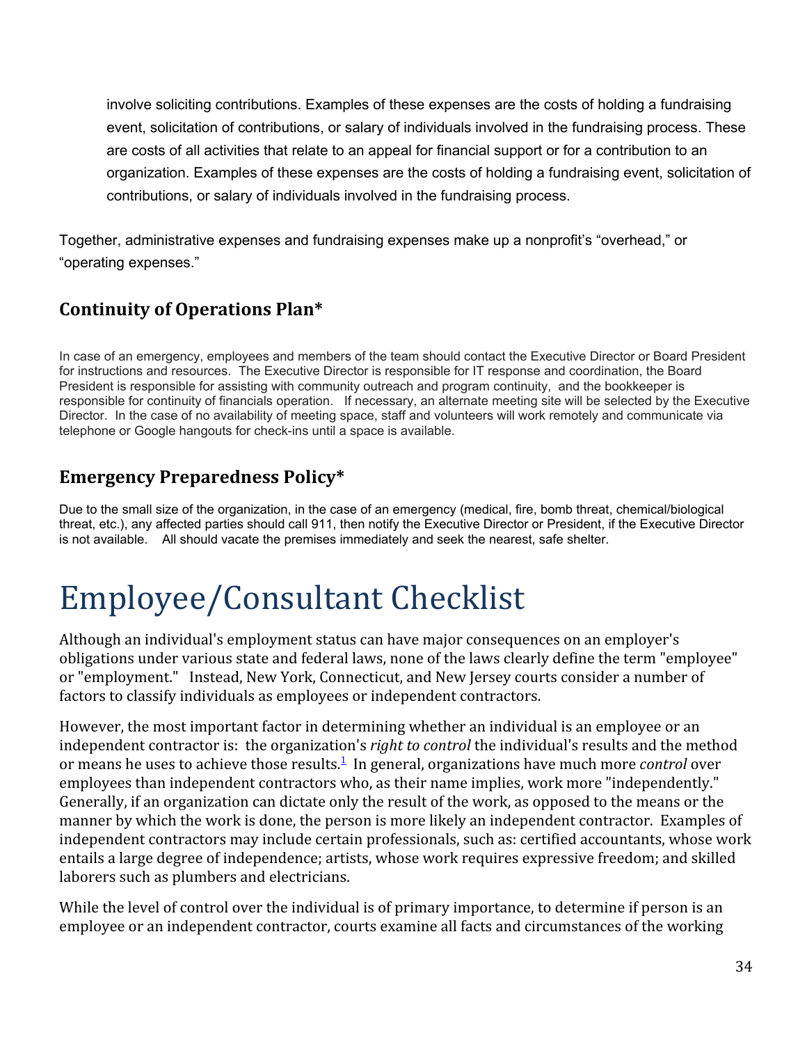involve soliciting contributions. Examples of these expenses are the costs of holding a fundraising event, solicitation of contributions, or salary of individuals involved in the fundraising process. These are costs of all activities that relate to an appeal for financial support or for a contribution to an organization. Examples of these expenses are the costs of holding a fundraising event, solicitation of contributions, or salary of individuals involved in the fundraising process.

Together, administrative expenses and fundraising expenses make up a nonprofit's "overhead," or "operating expenses."

### Continuity of Operations Plan*

In case of an emergency, employees and members of the team should contact the Executive Director or Board President for instructions and resources. The Executive Director is responsible for IT response and coordination, the Board President is responsible for assisting with community outreach and program continuity, and the bookkeeper is responsible for continuity of financials operation. If necessary, an alternate meeting site will be selected by the Executive Director. In the case of no availability of meeting space, staff and volunteers will work remotely and communicate via telephone or Google hangouts for check-ins until a space is available.

### Emergency Preparedness Policy*

Due to the small size of the organization, in the case of an emergency (medical, fire, bomb threat, chemical/biological threat, etc.), any affected parties should call 911, then notify the Executive Director or President, if the Executive Director is not available. All should vacate the premises immediately and seek the nearest, safe shelter.

# Employee/Consultant Checklist

Although an individual's employment status can have major consequences on an employer's obligations under various state and federal laws, none of the laws clearly define the term "employee" or "employment." Instead, New York, Connecticut, and New Jersey courts consider a number of factors to classify individuals as employees or independent contractors.

However, the most important factor in determining whether an individual is an employee or an independent contractor is: the organization's *right to control* the individual's results and the method or means he uses to achieve those results.[1] In general, organizations have much more *control* over employees than independent contractors who, as their name implies, work more "independently." Generally, if an organization can dictate only the result of the work, as opposed to the means or the manner by which the work is done, the person is more likely an independent contractor. Examples of independent contractors may include certain professionals, such as: certified accountants, whose work entails a large degree of independence; artists, whose work requires expressive freedom; and skilled laborers such as plumbers and electricians.

While the level of control over the individual is of primary importance, to determine if person is an employee or an independent contractor, courts examine all facts and circumstances of the working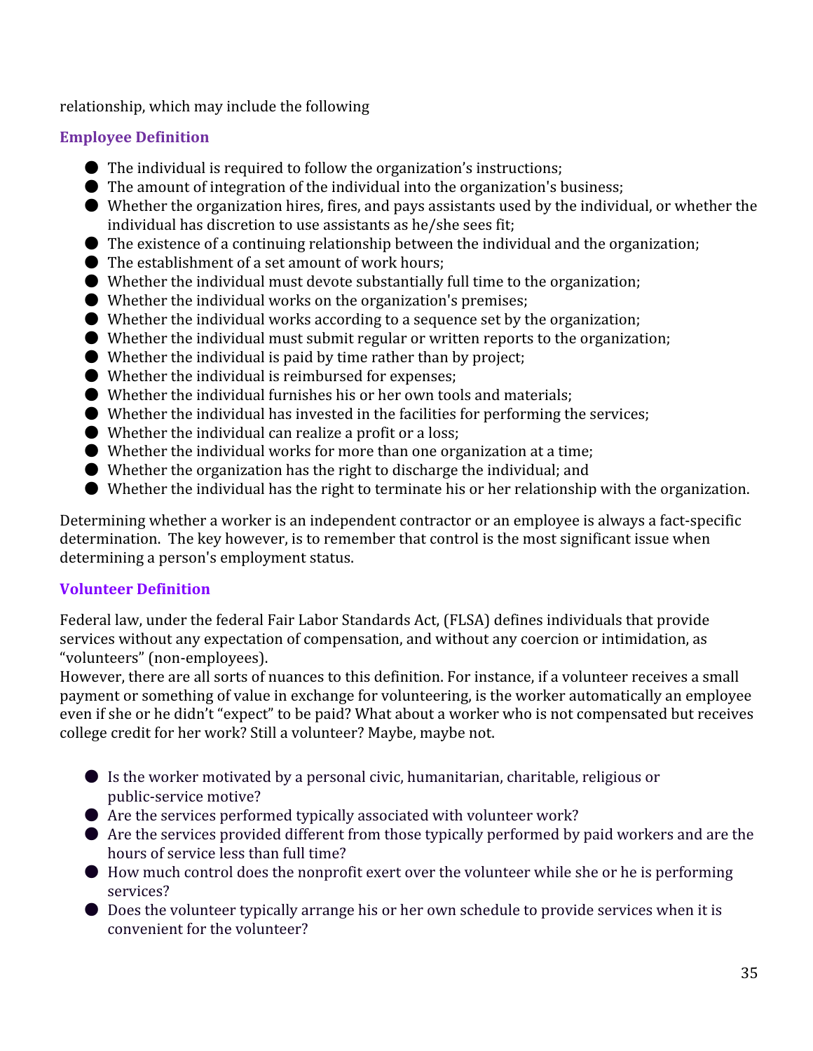relationship, which may include the following

### Employee Definition

- The individual is required to follow the organization's instructions;
- The amount of integration of the individual into the organization's business;
- Whether the organization hires, fires, and pays assistants used by the individual, or whether the individual has discretion to use assistants as he/she sees fit;
- The existence of a continuing relationship between the individual and the organization;
- The establishment of a set amount of work hours;
- Whether the individual must devote substantially full time to the organization;
- Whether the individual works on the organization's premises;
- Whether the individual works according to a sequence set by the organization;
- Whether the individual must submit regular or written reports to the organization;
- Whether the individual is paid by time rather than by project;
- Whether the individual is reimbursed for expenses;
- Whether the individual furnishes his or her own tools and materials;
- Whether the individual has invested in the facilities for performing the services;
- Whether the individual can realize a profit or a loss;
- Whether the individual works for more than one organization at a time;
- Whether the organization has the right to discharge the individual; and
- Whether the individual has the right to terminate his or her relationship with the organization.

Determining whether a worker is an independent contractor or an employee is always a fact-specific determination. The key however, is to remember that control is the most significant issue when determining a person's employment status.

### Volunteer Definition

Federal law, under the federal Fair Labor Standards Act, (FLSA) defines individuals that provide services without any expectation of compensation, and without any coercion or intimidation, as "volunteers" (non-employees).
However, there are all sorts of nuances to this definition. For instance, if a volunteer receives a small payment or something of value in exchange for volunteering, is the worker automatically an employee even if she or he didn't "expect" to be paid? What about a worker who is not compensated but receives college credit for her work? Still a volunteer? Maybe, maybe not.

- Is the worker motivated by a personal civic, humanitarian, charitable, religious or public-service motive?
- Are the services performed typically associated with volunteer work?
- Are the services provided different from those typically performed by paid workers and are the hours of service less than full time?
- How much control does the nonprofit exert over the volunteer while she or he is performing services?
- Does the volunteer typically arrange his or her own schedule to provide services when it is convenient for the volunteer?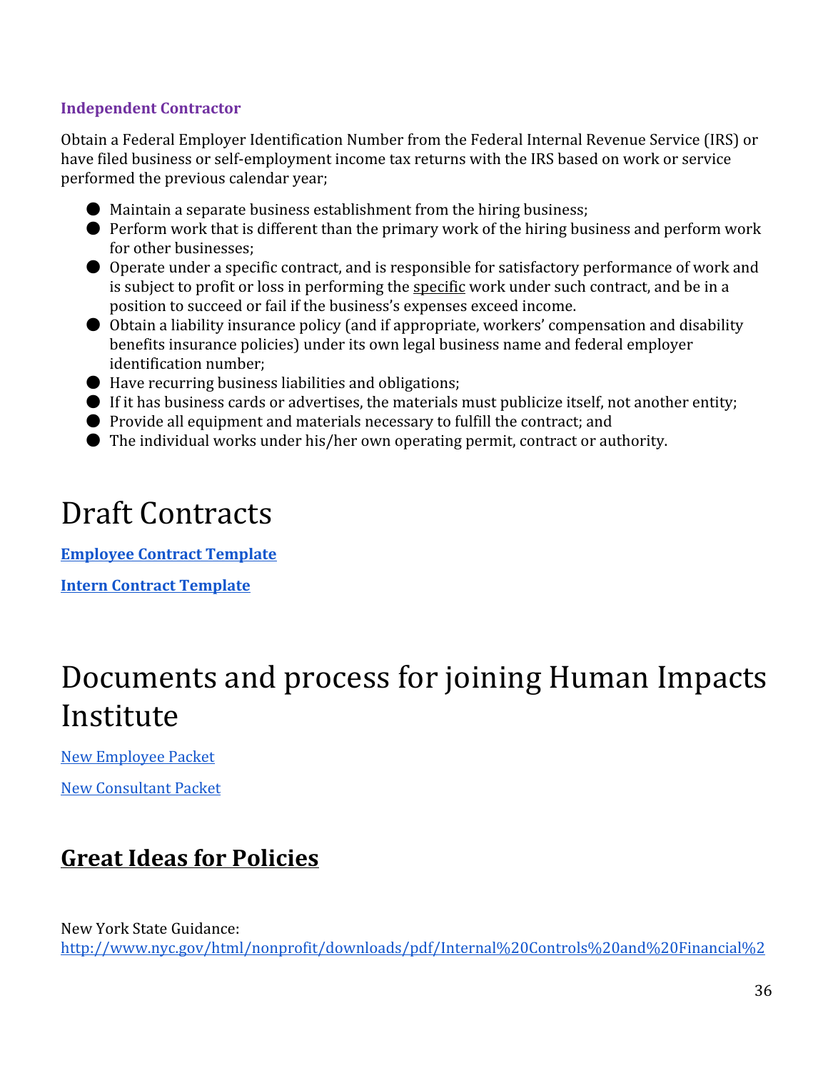### Independent Contractor

Obtain a Federal Employer Identification Number from the Federal Internal Revenue Service (IRS) or have filed business or self-employment income tax returns with the IRS based on work or service performed the previous calendar year;

- Maintain a separate business establishment from the hiring business;
- Perform work that is different than the primary work of the hiring business and perform work for other businesses;
- Operate under a specific contract, and is responsible for satisfactory performance of work and is subject to profit or loss in performing the specific work under such contract, and be in a position to succeed or fail if the business's expenses exceed income.
- Obtain a liability insurance policy (and if appropriate, workers' compensation and disability benefits insurance policies) under its own legal business name and federal employer identification number;
- Have recurring business liabilities and obligations;
- If it has business cards or advertises, the materials must publicize itself, not another entity;
- Provide all equipment and materials necessary to fulfill the contract; and
- The individual works under his/her own operating permit, contract or authority.

# Draft Contracts

**Employee Contract Template**

**Intern Contract Template**

# Documents and process for joining Human Impacts Institute

New Employee Packet

New Consultant Packet

## Great Ideas for Policies

New York State Guidance:
http://www.nyc.gov/html/nonprofit/downloads/pdf/Internal%20Controls%20and%20Financial%2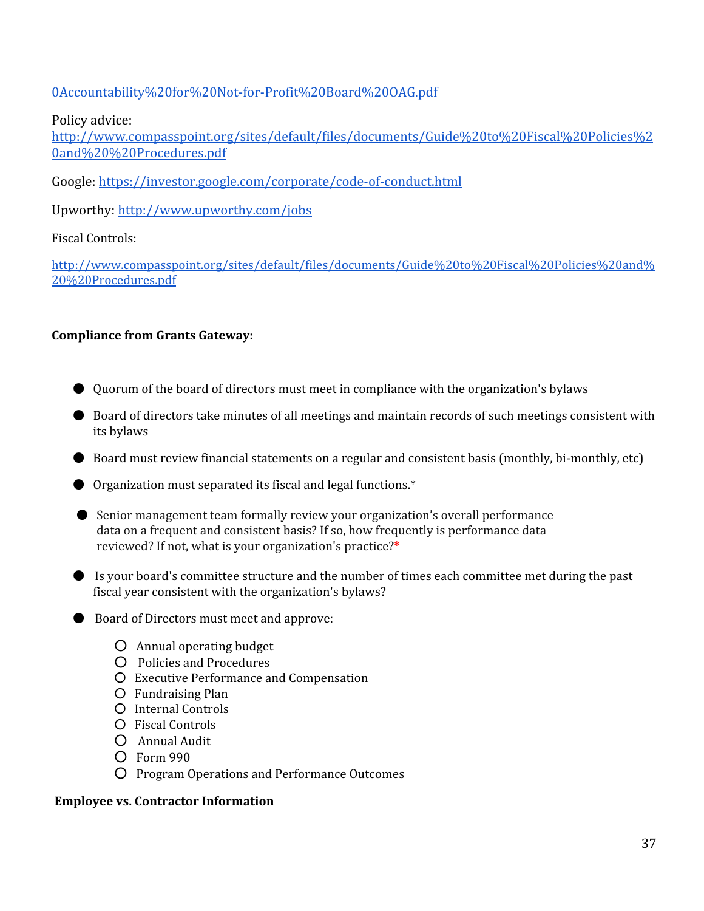0Accountability%20for%20Not-for-Profit%20Board%20OAG.pdf

Policy advice:
http://www.compasspoint.org/sites/default/files/documents/Guide%20to%20Fiscal%20Policies%20and%20%20Procedures.pdf

Google: https://investor.google.com/corporate/code-of-conduct.html

Upworthy: http://www.upworthy.com/jobs

Fiscal Controls:

http://www.compasspoint.org/sites/default/files/documents/Guide%20to%20Fiscal%20Policies%20and%20%20Procedures.pdf

**Compliance from Grants Gateway:**

- Quorum of the board of directors must meet in compliance with the organization's bylaws
- Board of directors take minutes of all meetings and maintain records of such meetings consistent with its bylaws
- Board must review financial statements on a regular and consistent basis (monthly, bi-monthly, etc)
- Organization must separated its fiscal and legal functions.*
- Senior management team formally review your organization's overall performance data on a frequent and consistent basis? If so, how frequently is performance data reviewed? If not, what is your organization's practice?*
- Is your board's committee structure and the number of times each committee met during the past fiscal year consistent with the organization's bylaws?
- Board of Directors must meet and approve:
    - Annual operating budget
    - Policies and Procedures
    - Executive Performance and Compensation
    - Fundraising Plan
    - Internal Controls
    - Fiscal Controls
    - Annual Audit
    - Form 990
    - Program Operations and Performance Outcomes

**Employee vs. Contractor Information**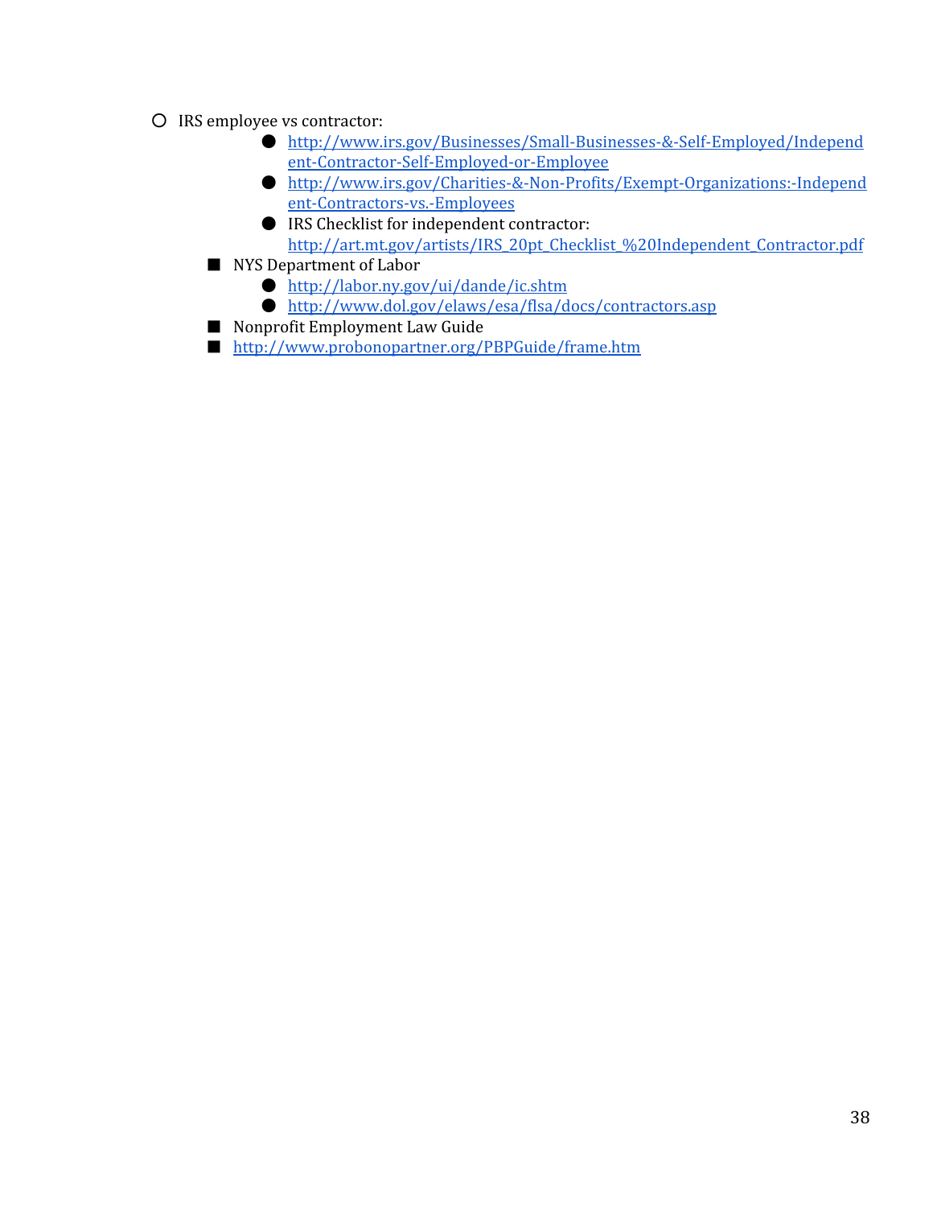- IRS employee vs contractor:
    - [http://www.irs.gov/Businesses/Small-Businesses-&-Self-Employed/Independent-Contractor-Self-Employed-or-Employee](http://www.irs.gov/Businesses/Small-Businesses-&-Self-Employed/Independent-Contractor-Self-Employed-or-Employee)
    - [http://www.irs.gov/Charities-&-Non-Profits/Exempt-Organizations:-Independent-Contractors-vs.-Employees](http://www.irs.gov/Charities-&-Non-Profits/Exempt-Organizations:-Independent-Contractors-vs.-Employees)
    - IRS Checklist for independent contractor: [http://art.mt.gov/artists/IRS_20pt_Checklist_%20Independent_Contractor.pdf](http://art.mt.gov/artists/IRS_20pt_Checklist_%20Independent_Contractor.pdf)
  - NYS Department of Labor
    - [http://labor.ny.gov/ui/dande/ic.shtm](http://labor.ny.gov/ui/dande/ic.shtm)
    - [http://www.dol.gov/elaws/esa/flsa/docs/contractors.asp](http://www.dol.gov/elaws/esa/flsa/docs/contractors.asp)
  - Nonprofit Employment Law Guide
  - [http://www.probonopartner.org/PBPGuide/frame.htm](http://www.probonopartner.org/PBPGuide/frame.htm)